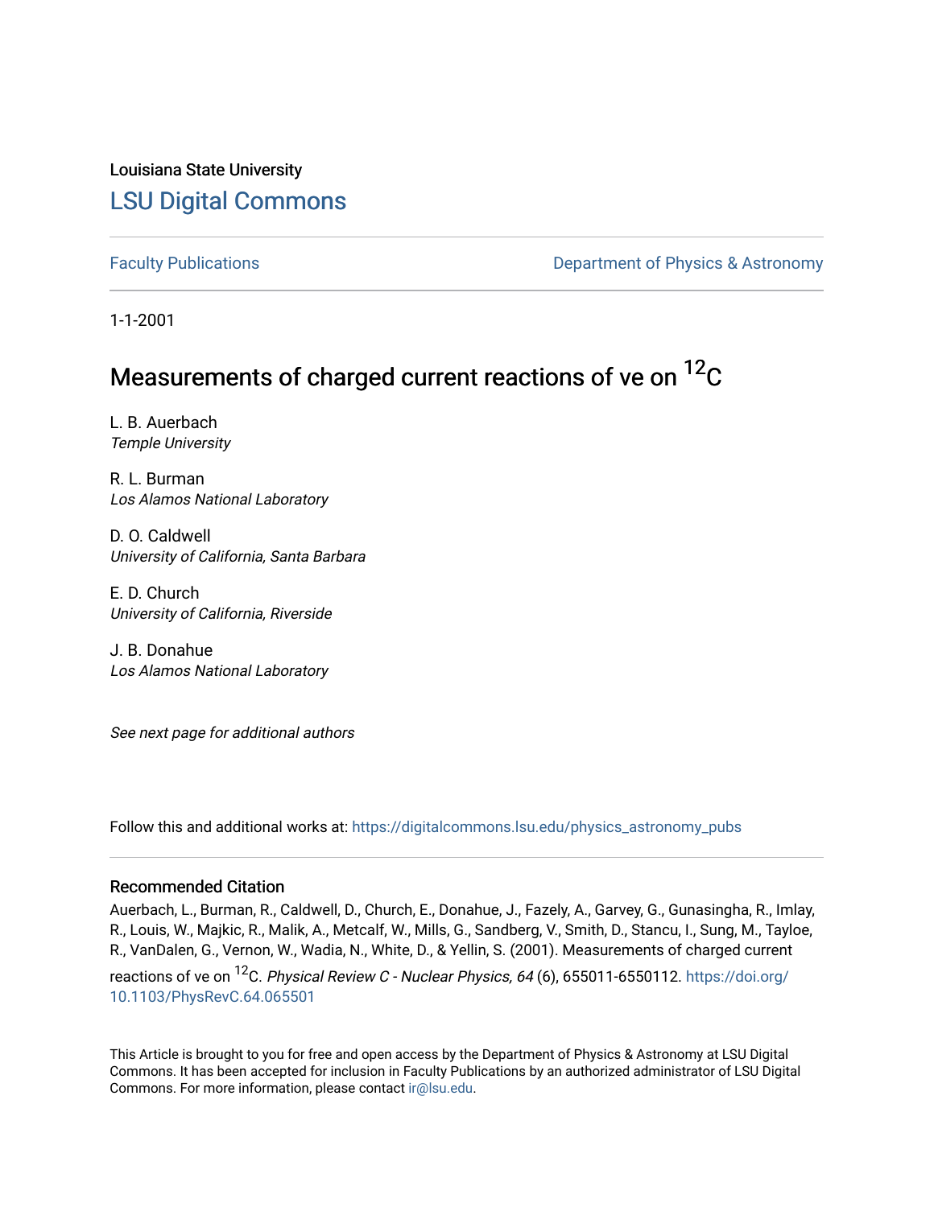Louisiana State University

# LSU Digital Commons

Faculty Publications

Department of Physics & Astronomy

1-1-2001

# Measurements of charged current reactions of ve on $^{12}C$

L. B. Auerbach
*Temple University*

R. L. Burman
*Los Alamos National Laboratory*

D. O. Caldwell
*University of California, Santa Barbara*

E. D. Church
*University of California, Riverside*

J. B. Donahue
*Los Alamos National Laboratory*

*See next page for additional authors*

Follow this and additional works at: https://digitalcommons.lsu.edu/physics_astronomy_pubs

## Recommended Citation

Auerbach, L., Burman, R., Caldwell, D., Church, E., Donahue, J., Fazely, A., Garvey, G., Gunasingha, R., Imlay, R., Louis, W., Majkic, R., Malik, A., Metcalf, W., Mills, G., Sandberg, V., Smith, D., Stancu, I., Sung, M., Tayloe, R., VanDalen, G., Vernon, W., Wadia, N., White, D., & Yellin, S. (2001). Measurements of charged current reactions of ve on $^{12}C$. *Physical Review C - Nuclear Physics, 64* (6), 655011-6550112. https://doi.org/10.1103/PhysRevC.64.065501

This Article is brought to you for free and open access by the Department of Physics & Astronomy at LSU Digital Commons. It has been accepted for inclusion in Faculty Publications by an authorized administrator of LSU Digital Commons. For more information, please contact ir@lsu.edu.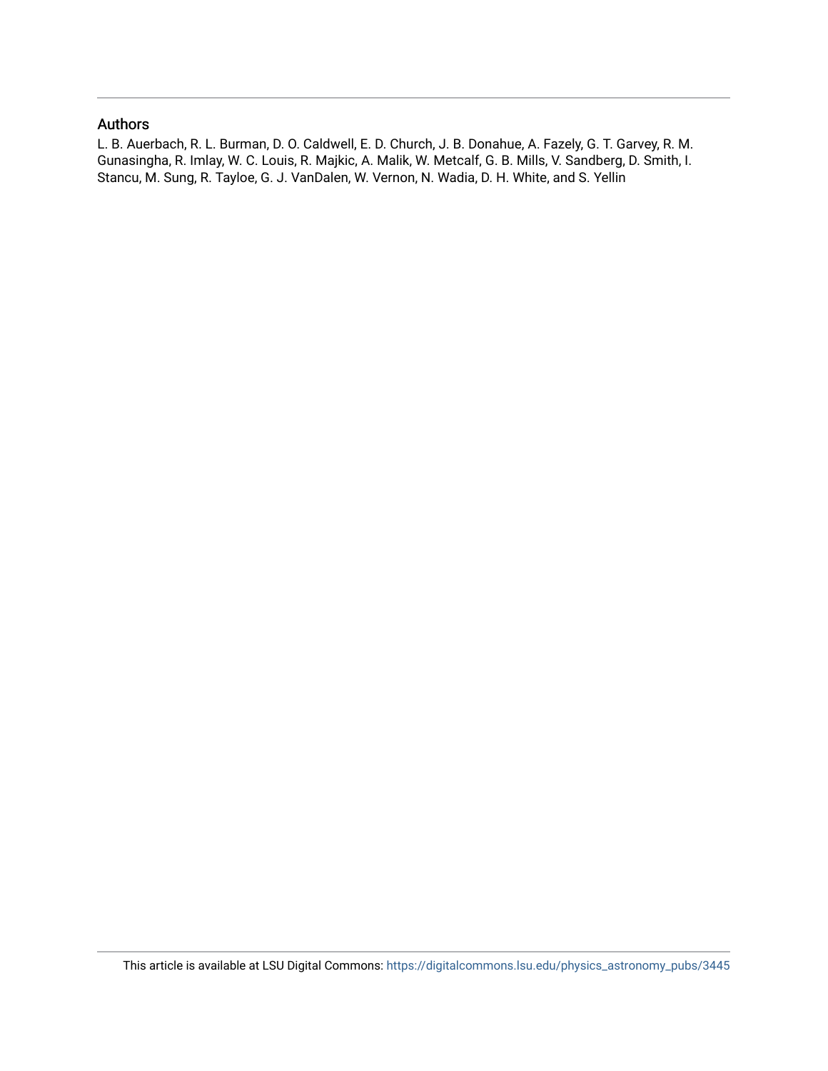## Authors

L. B. Auerbach, R. L. Burman, D. O. Caldwell, E. D. Church, J. B. Donahue, A. Fazely, G. T. Garvey, R. M. Gunasingha, R. Imlay, W. C. Louis, R. Majkic, A. Malik, W. Metcalf, G. B. Mills, V. Sandberg, D. Smith, I. Stancu, M. Sung, R. Tayloe, G. J. VanDalen, W. Vernon, N. Wadia, D. H. White, and S. Yellin

This article is available at LSU Digital Commons: https://digitalcommons.lsu.edu/physics_astronomy_pubs/3445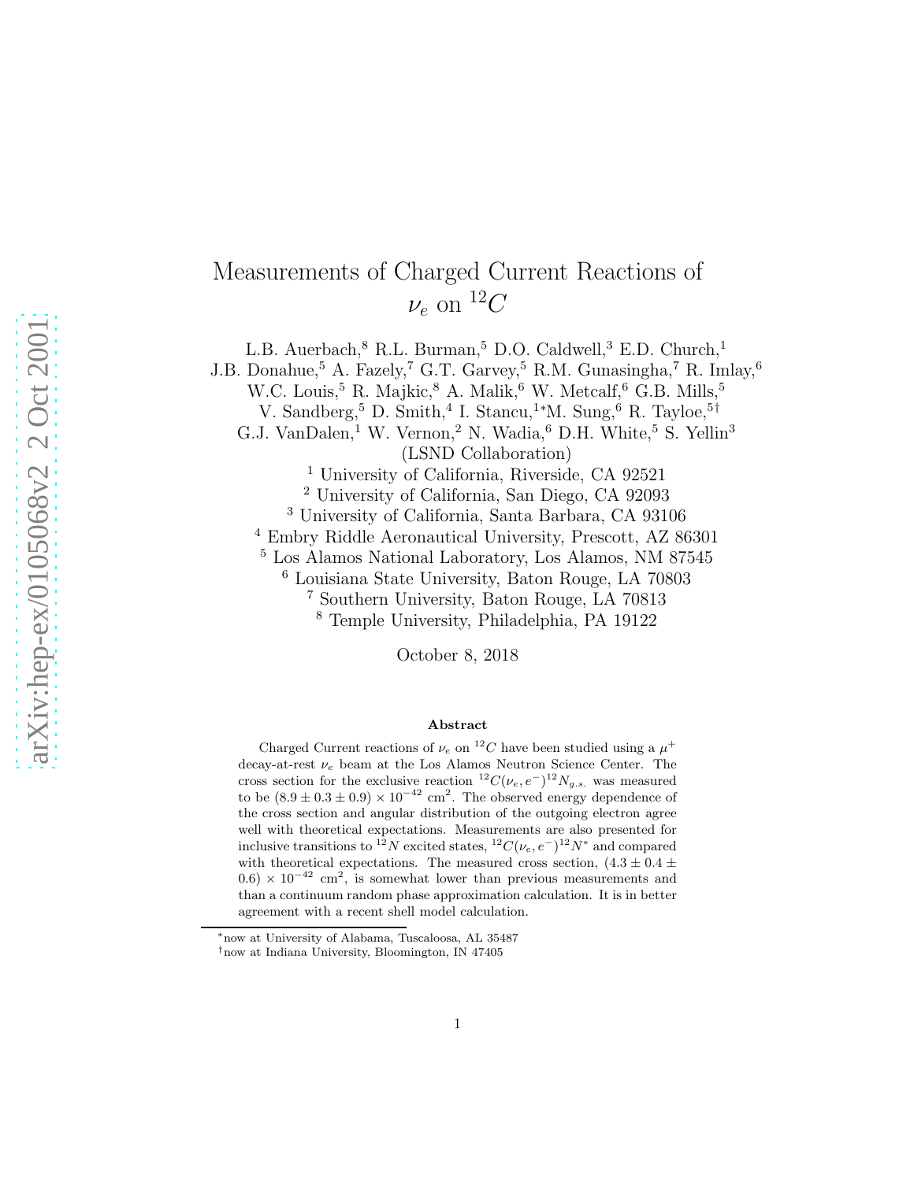# Measurements of Charged Current Reactions of $\nu_e$ on $^{12}C$

L.B. Auerbach,[8] R.L. Burman,[5] D.O. Caldwell,[3] E.D. Church,[1] J.B. Donahue,[5] A. Fazely,[7] G.T. Garvey,[5] R.M. Gunasingha,[7] R. Imlay,[6] W.C. Louis,[5] R. Majkic,[8] A. Malik,[6] W. Metcalf,[6] G.B. Mills,[5] V. Sandberg,[5] D. Smith,[4] I. Stancu,[1*] M. Sung,[6] R. Tayloe,[5†] G.J. VanDalen,[1] W. Vernon,[2] N. Wadia,[6] D.H. White,[5] S. Yellin[3]

(LSND Collaboration)

[1] University of California, Riverside, CA 92521
[2] University of California, San Diego, CA 92093
[3] University of California, Santa Barbara, CA 93106
[4] Embry Riddle Aeronautical University, Prescott, AZ 86301
[5] Los Alamos National Laboratory, Los Alamos, NM 87545
[6] Louisiana State University, Baton Rouge, LA 70803
[7] Southern University, Baton Rouge, LA 70813
[8] Temple University, Philadelphia, PA 19122

October 8, 2018

## Abstract

Charged Current reactions of $\nu_e$ on $^{12}C$ have been studied using a $\mu^+$ decay-at-rest $\nu_e$ beam at the Los Alamos Neutron Science Center. The cross section for the exclusive reaction $^{12}C(\nu_e, e^-)^{12}N_{g.s.}$ was measured to be $(8.9 \pm 0.3 \pm 0.9) \times 10^{-42}$ cm$^2$. The observed energy dependence of the cross section and angular distribution of the outgoing electron agree well with theoretical expectations. Measurements are also presented for inclusive transitions to $^{12}N$ excited states, $^{12}C(\nu_e, e^-)^{12}N^*$ and compared with theoretical expectations. The measured cross section, $(4.3 \pm 0.4 \pm 0.6) \times 10^{-42}$ cm$^2$, is somewhat lower than previous measurements and than a continuum random phase approximation calculation. It is in better agreement with a recent shell model calculation.

*now at University of Alabama, Tuscaloosa, AL 35487
†now at Indiana University, Bloomington, IN 47405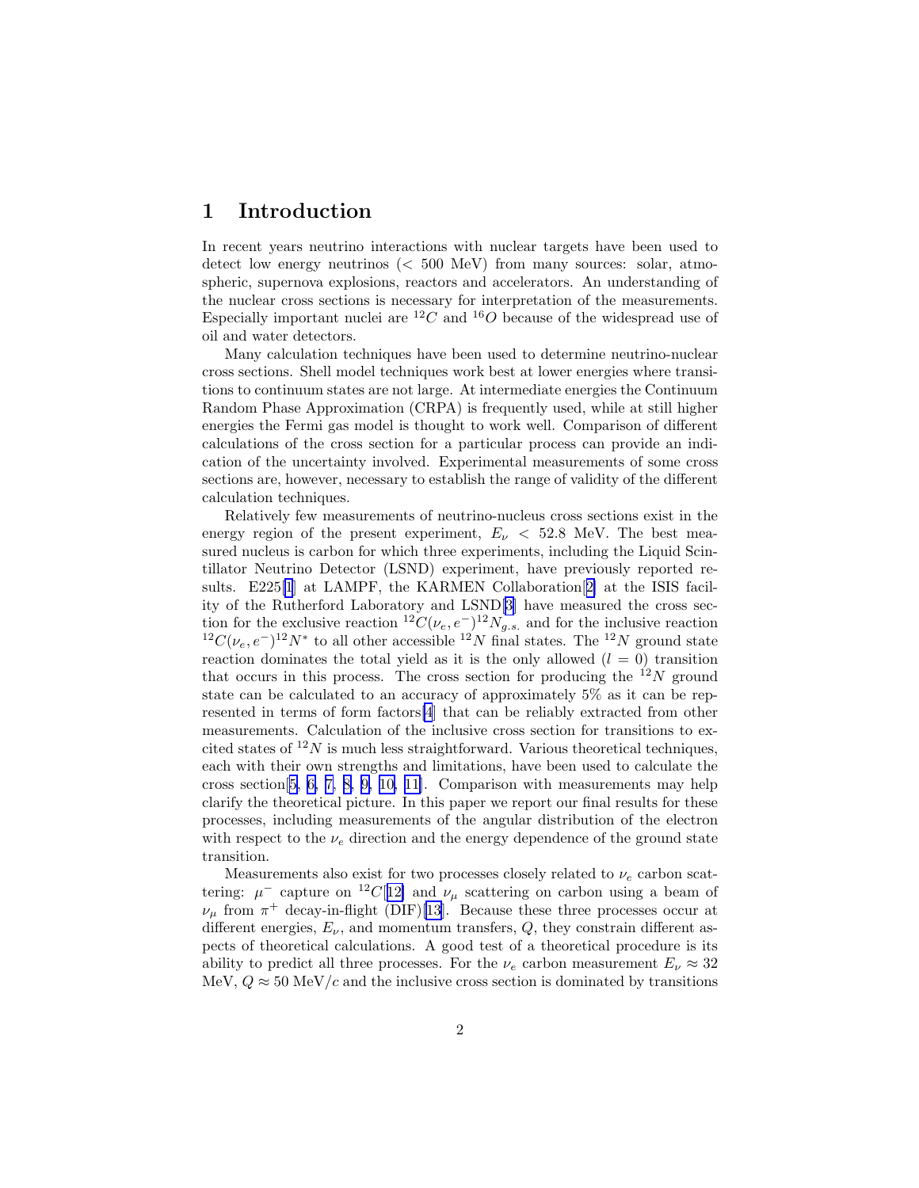# 1 Introduction

In recent years neutrino interactions with nuclear targets have been used to detect low energy neutrinos (< 500 MeV) from many sources: solar, atmospheric, supernova explosions, reactors and accelerators. An understanding of the nuclear cross sections is necessary for interpretation of the measurements. Especially important nuclei are $^{12}C$ and $^{16}O$ because of the widespread use of oil and water detectors.

Many calculation techniques have been used to determine neutrino-nuclear cross sections. Shell model techniques work best at lower energies where transitions to continuum states are not large. At intermediate energies the Continuum Random Phase Approximation (CRPA) is frequently used, while at still higher energies the Fermi gas model is thought to work well. Comparison of different calculations of the cross section for a particular process can provide an indication of the uncertainty involved. Experimental measurements of some cross sections are, however, necessary to establish the range of validity of the different calculation techniques.

Relatively few measurements of neutrino-nucleus cross sections exist in the energy region of the present experiment, $E_\nu < 52.8$ MeV. The best measured nucleus is carbon for which three experiments, including the Liquid Scintillator Neutrino Detector (LSND) experiment, have previously reported results. E225[1] at LAMPF, the KARMEN Collaboration[2] at the ISIS facility of the Rutherford Laboratory and LSND[3] have measured the cross section for the exclusive reaction $^{12}C(\nu_e, e^-)^{12}N_{g.s.}$ and for the inclusive reaction $^{12}C(\nu_e, e^-)^{12}N^*$ to all other accessible $^{12}N$ final states. The $^{12}N$ ground state reaction dominates the total yield as it is the only allowed ($l = 0$) transition that occurs in this process. The cross section for producing the $^{12}N$ ground state can be calculated to an accuracy of approximately 5% as it can be represented in terms of form factors[4] that can be reliably extracted from other measurements. Calculation of the inclusive cross section for transitions to excited states of $^{12}N$ is much less straightforward. Various theoretical techniques, each with their own strengths and limitations, have been used to calculate the cross section[5, 6, 7, 8, 9, 10, 11]. Comparison with measurements may help clarify the theoretical picture. In this paper we report our final results for these processes, including measurements of the angular distribution of the electron with respect to the $\nu_e$ direction and the energy dependence of the ground state transition.

Measurements also exist for two processes closely related to $\nu_e$ carbon scattering: $\mu^-$ capture on $^{12}C$[12] and $\nu_\mu$ scattering on carbon using a beam of $\nu_\mu$ from $\pi^+$ decay-in-flight (DIF)[13]. Because these three processes occur at different energies, $E_\nu$, and momentum transfers, $Q$, they constrain different aspects of theoretical calculations. A good test of a theoretical procedure is its ability to predict all three processes. For the $\nu_e$ carbon measurement $E_\nu \approx 32$ MeV, $Q \approx 50$ MeV$/c$ and the inclusive cross section is dominated by transitions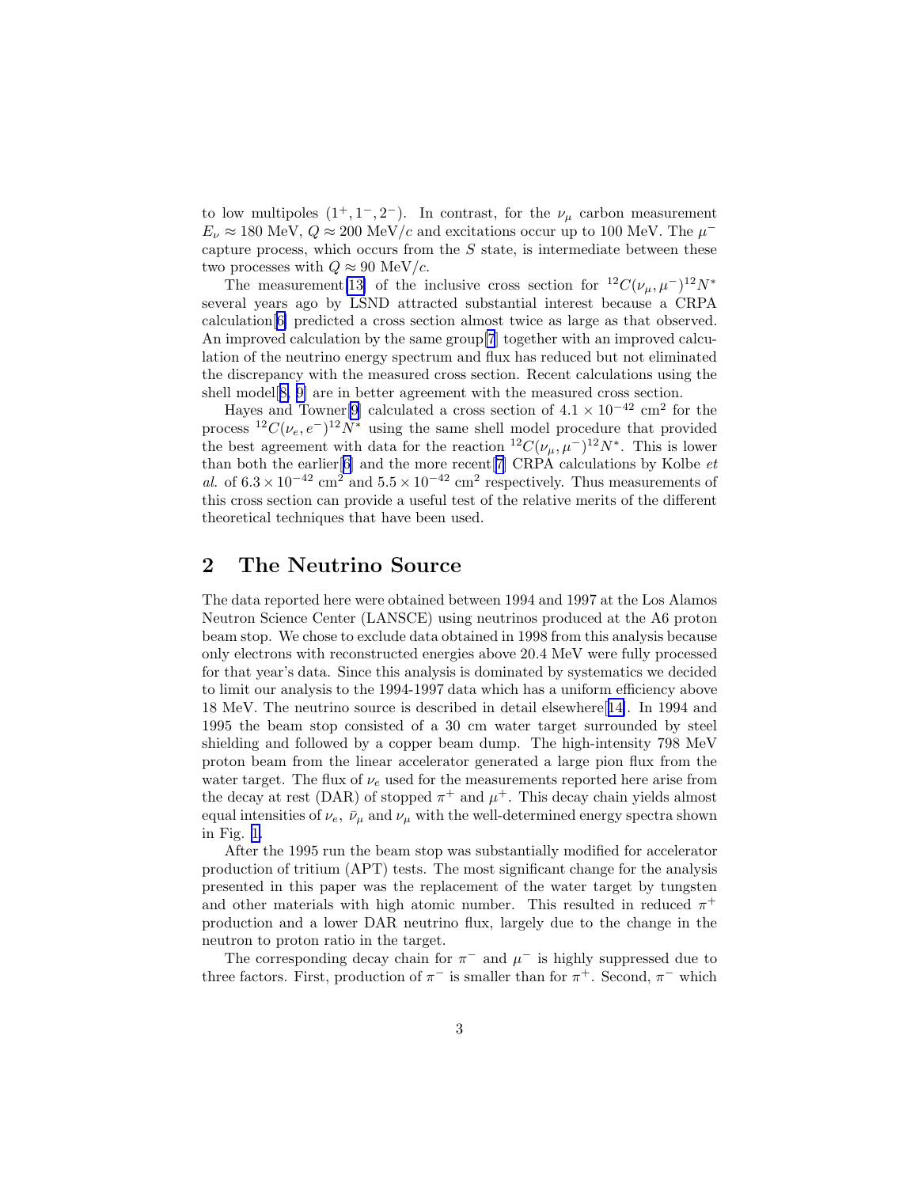to low multipoles $(1^+, 1^-, 2^-)$. In contrast, for the $\nu_\mu$ carbon measurement $E_\nu \approx 180$ MeV, $Q \approx 200$ MeV/$c$ and excitations occur up to 100 MeV. The $\mu^-$ capture process, which occurs from the $S$ state, is intermediate between these two processes with $Q \approx 90$ MeV/$c$.

The measurement[13] of the inclusive cross section for $^{12}C(\nu_\mu, \mu^-)^{12}N^*$ several years ago by LSND attracted substantial interest because a CRPA calculation[6] predicted a cross section almost twice as large as that observed. An improved calculation by the same group[7] together with an improved calculation of the neutrino energy spectrum and flux has reduced but not eliminated the discrepancy with the measured cross section. Recent calculations using the shell model[8, 9] are in better agreement with the measured cross section.

Hayes and Towner[9] calculated a cross section of $4.1 \times 10^{-42}$ cm$^2$ for the process $^{12}C(\nu_e, e^-)^{12}N^*$ using the same shell model procedure that provided the best agreement with data for the reaction $^{12}C(\nu_\mu, \mu^-)^{12}N^*$. This is lower than both the earlier[6] and the more recent[7] CRPA calculations by Kolbe *et al.* of $6.3 \times 10^{-42}$ cm$^2$ and $5.5 \times 10^{-42}$ cm$^2$ respectively. Thus measurements of this cross section can provide a useful test of the relative merits of the different theoretical techniques that have been used.

## 2 The Neutrino Source

The data reported here were obtained between 1994 and 1997 at the Los Alamos Neutron Science Center (LANSCE) using neutrinos produced at the A6 proton beam stop. We chose to exclude data obtained in 1998 from this analysis because only electrons with reconstructed energies above 20.4 MeV were fully processed for that year's data. Since this analysis is dominated by systematics we decided to limit our analysis to the 1994-1997 data which has a uniform efficiency above 18 MeV. The neutrino source is described in detail elsewhere[14]. In 1994 and 1995 the beam stop consisted of a 30 cm water target surrounded by steel shielding and followed by a copper beam dump. The high-intensity 798 MeV proton beam from the linear accelerator generated a large pion flux from the water target. The flux of $\nu_e$ used for the measurements reported here arise from the decay at rest (DAR) of stopped $\pi^+$ and $\mu^+$. This decay chain yields almost equal intensities of $\nu_e$, $\bar{\nu}_\mu$ and $\nu_\mu$ with the well-determined energy spectra shown in Fig. 1.

After the 1995 run the beam stop was substantially modified for accelerator production of tritium (APT) tests. The most significant change for the analysis presented in this paper was the replacement of the water target by tungsten and other materials with high atomic number. This resulted in reduced $\pi^+$ production and a lower DAR neutrino flux, largely due to the change in the neutron to proton ratio in the target.

The corresponding decay chain for $\pi^-$ and $\mu^-$ is highly suppressed due to three factors. First, production of $\pi^-$ is smaller than for $\pi^+$. Second, $\pi^-$ which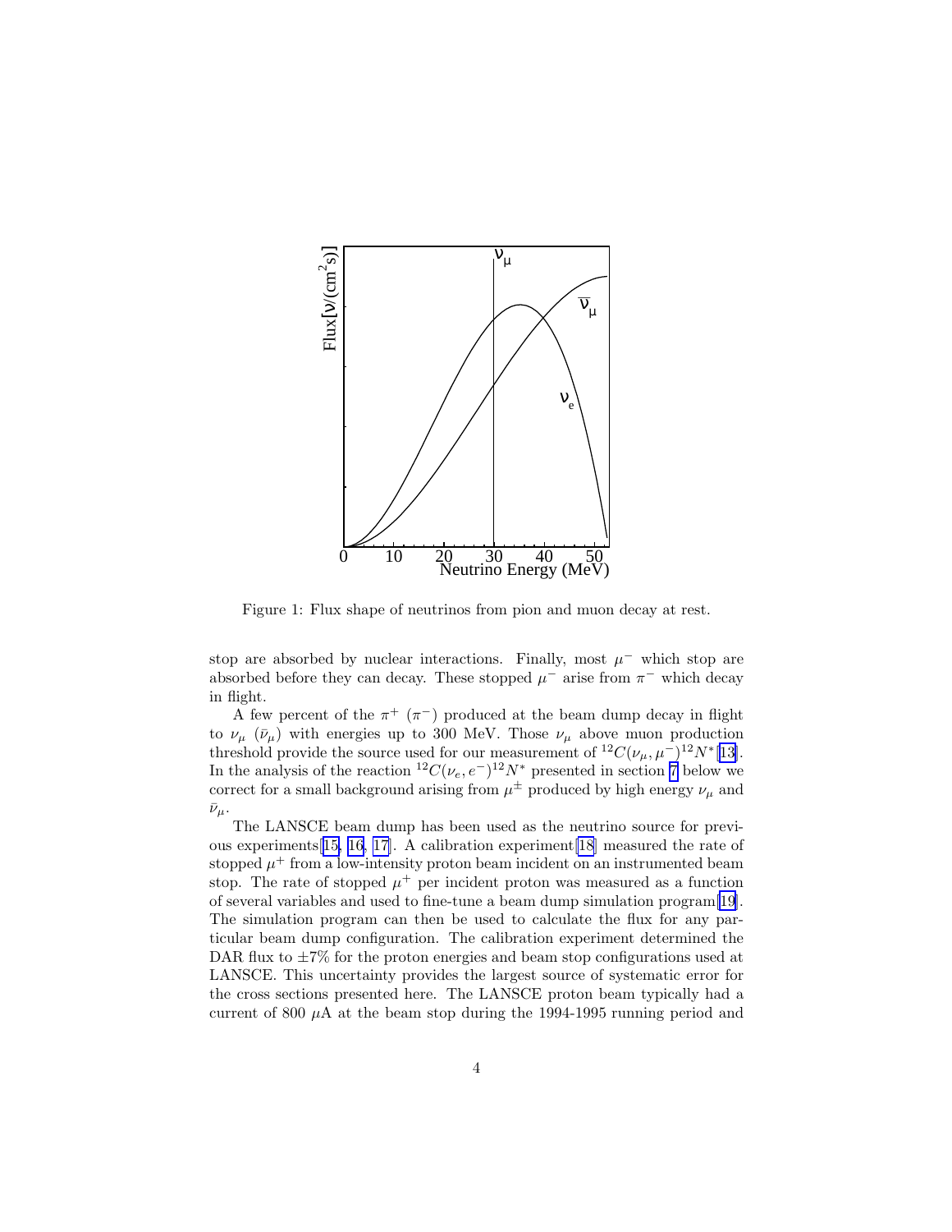Figure 1: Flux shape of neutrinos from pion and muon decay at rest.

stop are absorbed by nuclear interactions. Finally, most $\mu^-$ which stop are absorbed before they can decay. These stopped $\mu^-$ arise from $\pi^-$ which decay in flight.

A few percent of the $\pi^+$ ($\pi^-$) produced at the beam dump decay in flight to $\nu_\mu$ ($\bar{\nu}_\mu$) with energies up to 300 MeV. Those $\nu_\mu$ above muon production threshold provide the source used for our measurement of $^{12}C(\nu_\mu, \mu^-)^{12}N^*$[13]. In the analysis of the reaction $^{12}C(\nu_e, e^-)^{12}N^*$ presented in section 7 below we correct for a small background arising from $\mu^\pm$ produced by high energy $\nu_\mu$ and $\bar{\nu}_\mu$.

The LANSCE beam dump has been used as the neutrino source for previous experiments[15, 16, 17]. A calibration experiment[18] measured the rate of stopped $\mu^+$ from a low-intensity proton beam incident on an instrumented beam stop. The rate of stopped $\mu^+$ per incident proton was measured as a function of several variables and used to fine-tune a beam dump simulation program[19]. The simulation program can then be used to calculate the flux for any particular beam dump configuration. The calibration experiment determined the DAR flux to $\pm 7\%$ for the proton energies and beam stop configurations used at LANSCE. This uncertainty provides the largest source of systematic error for the cross sections presented here. The LANSCE proton beam typically had a current of 800 $\mu$A at the beam stop during the 1994-1995 running period and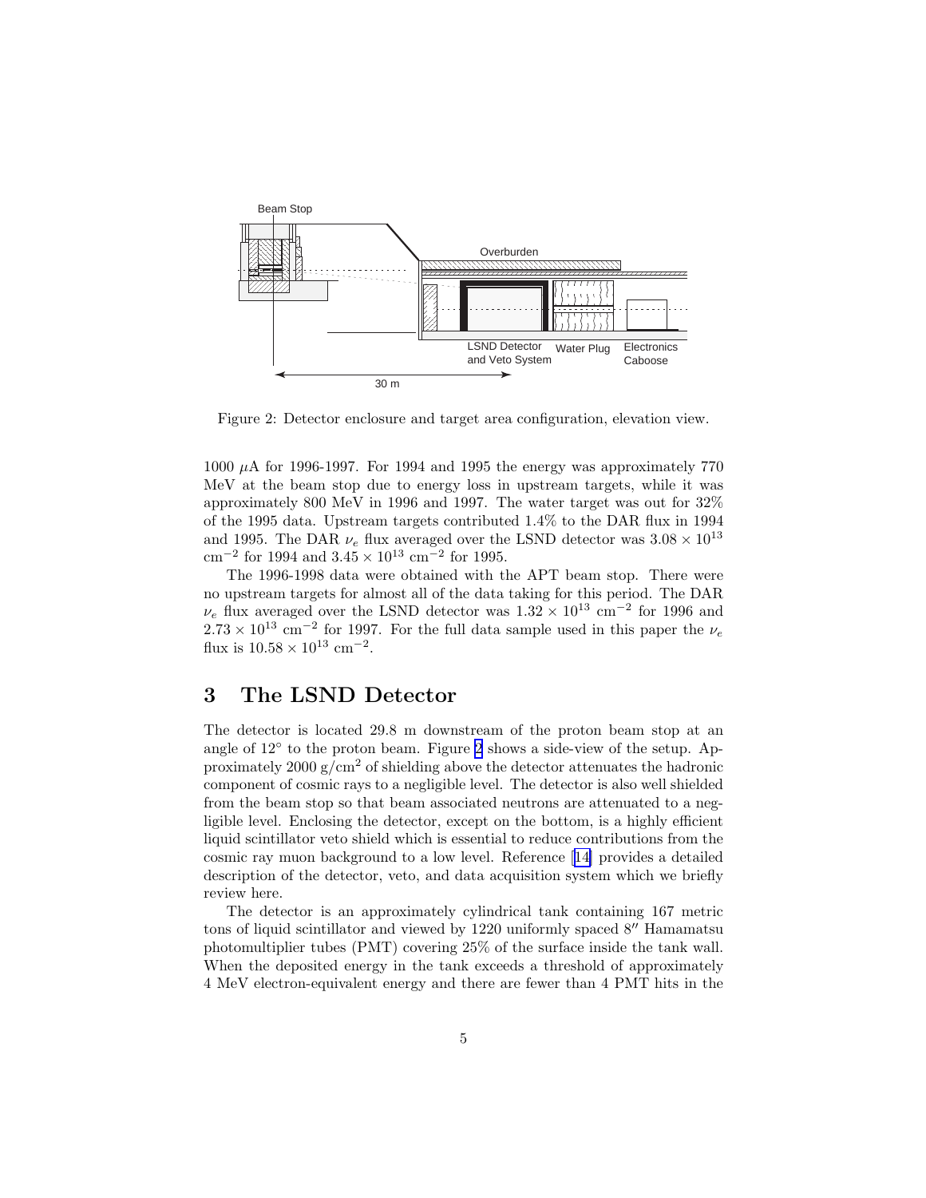Figure 2: Detector enclosure and target area configuration, elevation view.

1000 $\mu$A for 1996-1997. For 1994 and 1995 the energy was approximately 770 MeV at the beam stop due to energy loss in upstream targets, while it was approximately 800 MeV in 1996 and 1997. The water target was out for 32% of the 1995 data. Upstream targets contributed 1.4% to the DAR flux in 1994 and 1995. The DAR $\nu_e$ flux averaged over the LSND detector was $3.08 \times 10^{13}$ cm$^{-2}$ for 1994 and $3.45 \times 10^{13}$ cm$^{-2}$ for 1995.

The 1996-1998 data were obtained with the APT beam stop. There were no upstream targets for almost all of the data taking for this period. The DAR $\nu_e$ flux averaged over the LSND detector was $1.32 \times 10^{13}$ cm$^{-2}$ for 1996 and $2.73 \times 10^{13}$ cm$^{-2}$ for 1997. For the full data sample used in this paper the $\nu_e$ flux is $10.58 \times 10^{13}$ cm$^{-2}$.

# 3 The LSND Detector

The detector is located 29.8 m downstream of the proton beam stop at an angle of 12° to the proton beam. Figure 2 shows a side-view of the setup. Approximately 2000 g/cm$^2$ of shielding above the detector attenuates the hadronic component of cosmic rays to a negligible level. The detector is also well shielded from the beam stop so that beam associated neutrons are attenuated to a negligible level. Enclosing the detector, except on the bottom, is a highly efficient liquid scintillator veto shield which is essential to reduce contributions from the cosmic ray muon background to a low level. Reference [14] provides a detailed description of the detector, veto, and data acquisition system which we briefly review here.

The detector is an approximately cylindrical tank containing 167 metric tons of liquid scintillator and viewed by 1220 uniformly spaced 8″ Hamamatsu photomultiplier tubes (PMT) covering 25% of the surface inside the tank wall. When the deposited energy in the tank exceeds a threshold of approximately 4 MeV electron-equivalent energy and there are fewer than 4 PMT hits in the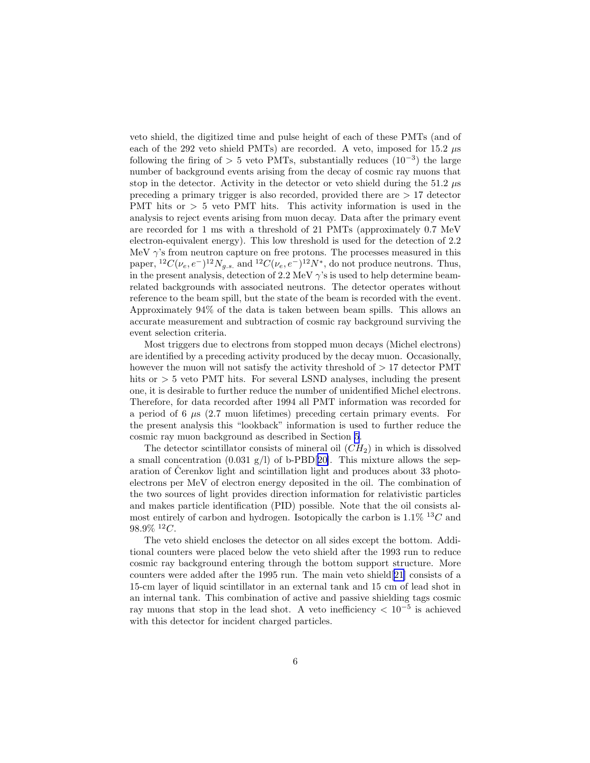veto shield, the digitized time and pulse height of each of these PMTs (and of each of the 292 veto shield PMTs) are recorded. A veto, imposed for 15.2 $\mu$s following the firing of $> 5$ veto PMTs, substantially reduces ($10^{-3}$) the large number of background events arising from the decay of cosmic ray muons that stop in the detector. Activity in the detector or veto shield during the 51.2 $\mu$s preceding a primary trigger is also recorded, provided there are $> 17$ detector PMT hits or $> 5$ veto PMT hits. This activity information is used in the analysis to reject events arising from muon decay. Data after the primary event are recorded for 1 ms with a threshold of 21 PMTs (approximately 0.7 MeV electron-equivalent energy). This low threshold is used for the detection of 2.2 MeV $\gamma$'s from neutron capture on free protons. The processes measured in this paper, ${}^{12}C(\nu_e, e^-)^{12}N_{g.s.}$ and ${}^{12}C(\nu_e, e^-)^{12}N^*$, do not produce neutrons. Thus, in the present analysis, detection of 2.2 MeV $\gamma$'s is used to help determine beam-related backgrounds with associated neutrons. The detector operates without reference to the beam spill, but the state of the beam is recorded with the event. Approximately 94% of the data is taken between beam spills. This allows an accurate measurement and subtraction of cosmic ray background surviving the event selection criteria.

Most triggers due to electrons from stopped muon decays (Michel electrons) are identified by a preceding activity produced by the decay muon. Occasionally, however the muon will not satisfy the activity threshold of $> 17$ detector PMT hits or $> 5$ veto PMT hits. For several LSND analyses, including the present one, it is desirable to further reduce the number of unidentified Michel electrons. Therefore, for data recorded after 1994 all PMT information was recorded for a period of 6 $\mu$s (2.7 muon lifetimes) preceding certain primary events. For the present analysis this "lookback" information is used to further reduce the cosmic ray muon background as described in Section 5.

The detector scintillator consists of mineral oil ($CH_2$) in which is dissolved a small concentration (0.031 g/l) of b-PBD[20]. This mixture allows the separation of Čerenkov light and scintillation light and produces about 33 photoelectrons per MeV of electron energy deposited in the oil. The combination of the two sources of light provides direction information for relativistic particles and makes particle identification (PID) possible. Note that the oil consists almost entirely of carbon and hydrogen. Isotopically the carbon is 1.1% ${}^{13}C$ and 98.9% ${}^{12}C$.

The veto shield encloses the detector on all sides except the bottom. Additional counters were placed below the veto shield after the 1993 run to reduce cosmic ray background entering through the bottom support structure. More counters were added after the 1995 run. The main veto shield[21] consists of a 15-cm layer of liquid scintillator in an external tank and 15 cm of lead shot in an internal tank. This combination of active and passive shielding tags cosmic ray muons that stop in the lead shot. A veto inefficiency $< 10^{-5}$ is achieved with this detector for incident charged particles.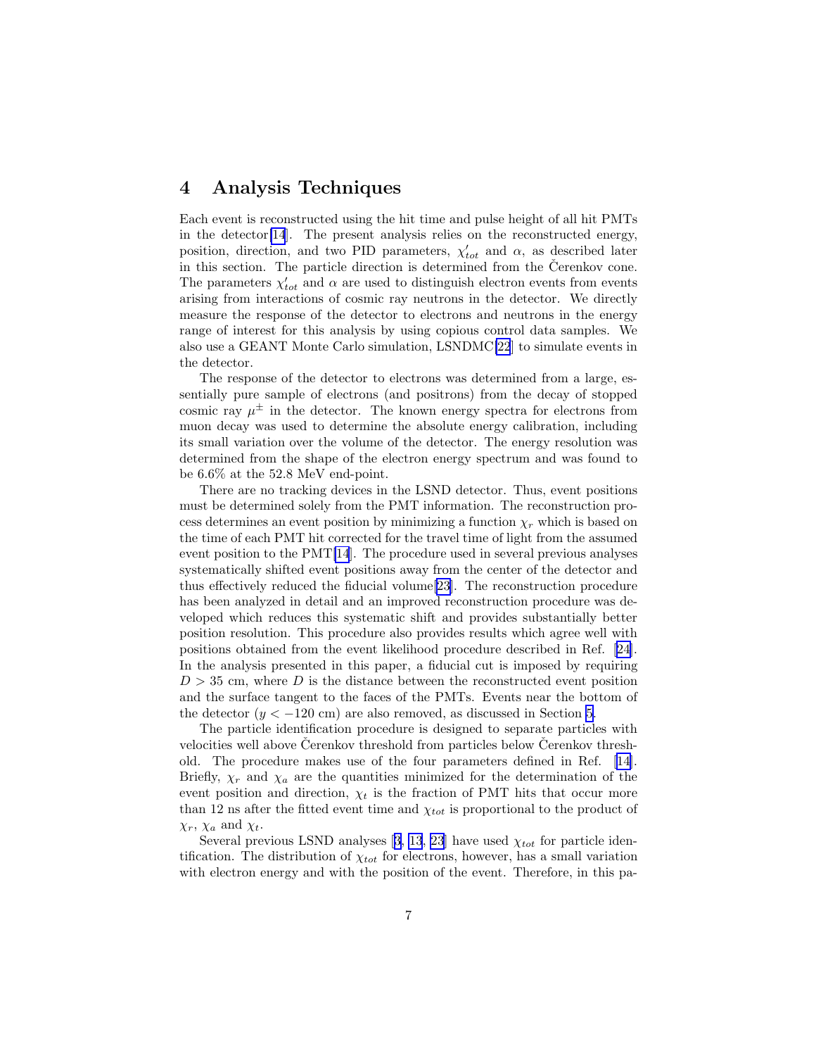## 4 Analysis Techniques

Each event is reconstructed using the hit time and pulse height of all hit PMTs in the detector[14]. The present analysis relies on the reconstructed energy, position, direction, and two PID parameters, $\chi'_{tot}$ and $\alpha$, as described later in this section. The particle direction is determined from the Čerenkov cone. The parameters $\chi'_{tot}$ and $\alpha$ are used to distinguish electron events from events arising from interactions of cosmic ray neutrons in the detector. We directly measure the response of the detector to electrons and neutrons in the energy range of interest for this analysis by using copious control data samples. We also use a GEANT Monte Carlo simulation, LSNDMC[22] to simulate events in the detector.

The response of the detector to electrons was determined from a large, essentially pure sample of electrons (and positrons) from the decay of stopped cosmic ray $\mu^{\pm}$ in the detector. The known energy spectra for electrons from muon decay was used to determine the absolute energy calibration, including its small variation over the volume of the detector. The energy resolution was determined from the shape of the electron energy spectrum and was found to be 6.6% at the 52.8 MeV end-point.

There are no tracking devices in the LSND detector. Thus, event positions must be determined solely from the PMT information. The reconstruction process determines an event position by minimizing a function $\chi_r$ which is based on the time of each PMT hit corrected for the travel time of light from the assumed event position to the PMT[14]. The procedure used in several previous analyses systematically shifted event positions away from the center of the detector and thus effectively reduced the fiducial volume[23]. The reconstruction procedure has been analyzed in detail and an improved reconstruction procedure was developed which reduces this systematic shift and provides substantially better position resolution. This procedure also provides results which agree well with positions obtained from the event likelihood procedure described in Ref. [24]. In the analysis presented in this paper, a fiducial cut is imposed by requiring $D > 35$ cm, where $D$ is the distance between the reconstructed event position and the surface tangent to the faces of the PMTs. Events near the bottom of the detector ($y < -120$ cm) are also removed, as discussed in Section 5.

The particle identification procedure is designed to separate particles with velocities well above Čerenkov threshold from particles below Čerenkov threshold. The procedure makes use of the four parameters defined in Ref. [14]. Briefly, $\chi_r$ and $\chi_a$ are the quantities minimized for the determination of the event position and direction, $\chi_t$ is the fraction of PMT hits that occur more than 12 ns after the fitted event time and $\chi_{tot}$ is proportional to the product of $\chi_r$, $\chi_a$ and $\chi_t$.

Several previous LSND analyses [3, 13, 23] have used $\chi_{tot}$ for particle identification. The distribution of $\chi_{tot}$ for electrons, however, has a small variation with electron energy and with the position of the event. Therefore, in this pa-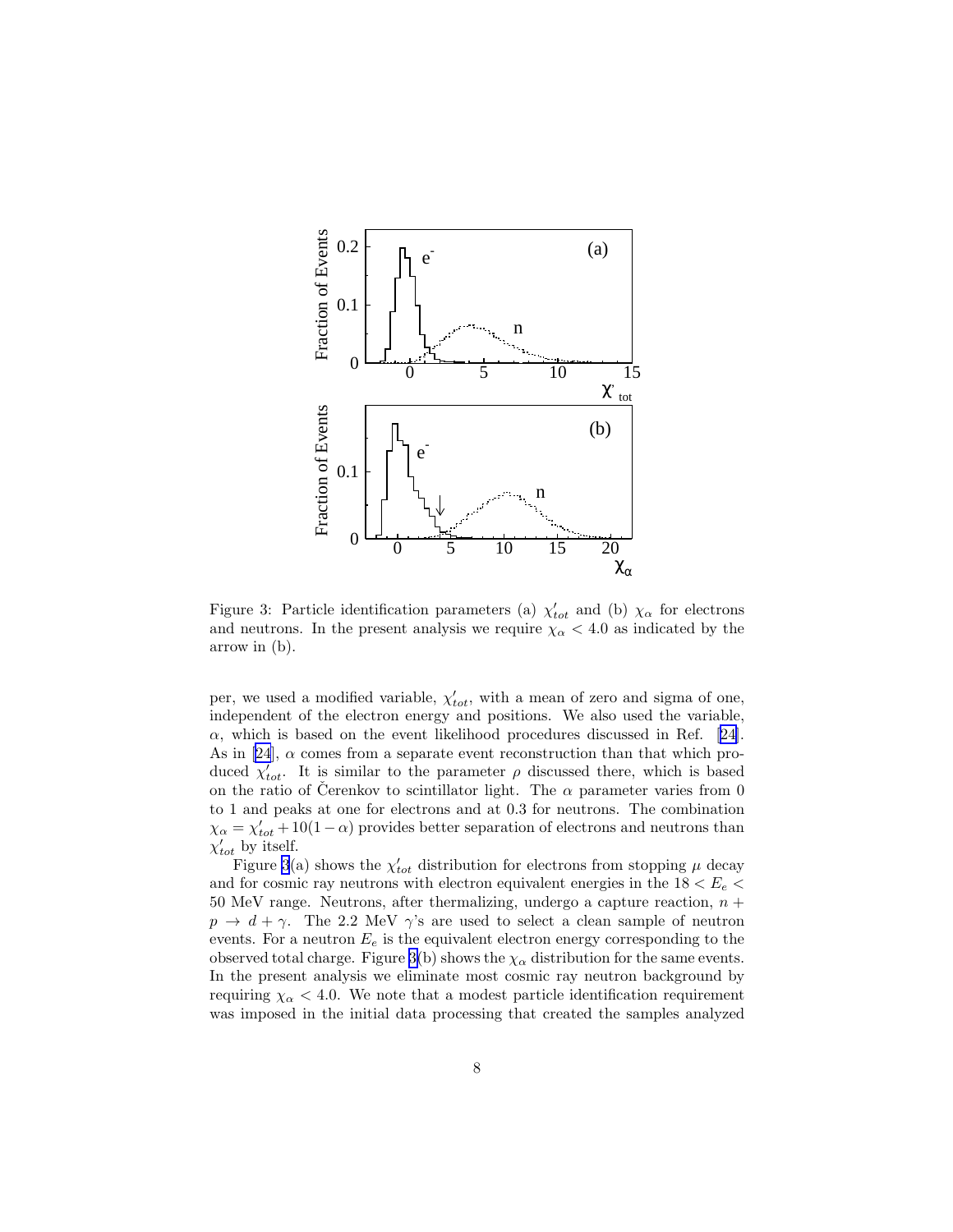Figure 3: Particle identification parameters (a) $\chi'_{tot}$ and (b) $\chi_\alpha$ for electrons and neutrons. In the present analysis we require $\chi_\alpha < 4.0$ as indicated by the arrow in (b).

per, we used a modified variable, $\chi'_{tot}$, with a mean of zero and sigma of one, independent of the electron energy and positions. We also used the variable, $\alpha$, which is based on the event likelihood procedures discussed in Ref. [24]. As in [24], $\alpha$ comes from a separate event reconstruction than that which produced $\chi'_{tot}$. It is similar to the parameter $\rho$ discussed there, which is based on the ratio of Čerenkov to scintillator light. The $\alpha$ parameter varies from 0 to 1 and peaks at one for electrons and at 0.3 for neutrons. The combination $\chi_\alpha = \chi'_{tot} + 10(1-\alpha)$ provides better separation of electrons and neutrons than $\chi'_{tot}$ by itself.

Figure 3(a) shows the $\chi'_{tot}$ distribution for electrons from stopping $\mu$ decay and for cosmic ray neutrons with electron equivalent energies in the $18 < E_e < 50$ MeV range. Neutrons, after thermalizing, undergo a capture reaction, $n + p \rightarrow d + \gamma$. The 2.2 MeV $\gamma$'s are used to select a clean sample of neutron events. For a neutron $E_e$ is the equivalent electron energy corresponding to the observed total charge. Figure 3(b) shows the $\chi_\alpha$ distribution for the same events. In the present analysis we eliminate most cosmic ray neutron background by requiring $\chi_\alpha < 4.0$. We note that a modest particle identification requirement was imposed in the initial data processing that created the samples analyzed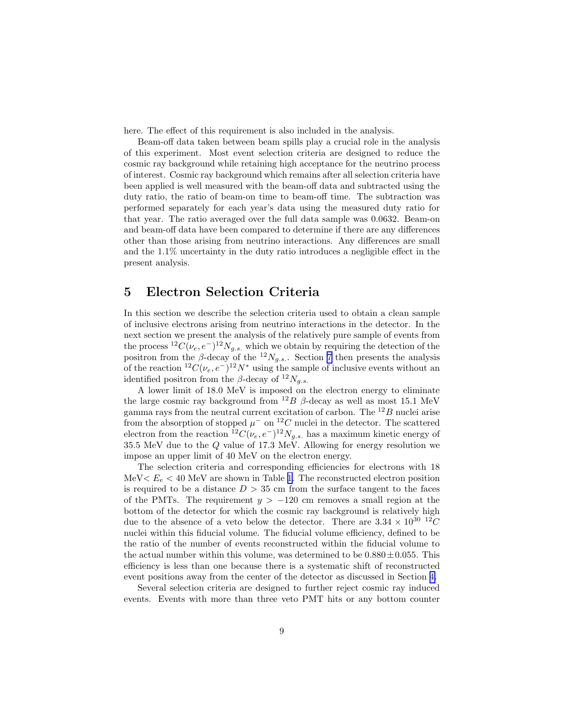here. The effect of this requirement is also included in the analysis.

Beam-off data taken between beam spills play a crucial role in the analysis of this experiment. Most event selection criteria are designed to reduce the cosmic ray background while retaining high acceptance for the neutrino process of interest. Cosmic ray background which remains after all selection criteria have been applied is well measured with the beam-off data and subtracted using the duty ratio, the ratio of beam-on time to beam-off time. The subtraction was performed separately for each year's data using the measured duty ratio for that year. The ratio averaged over the full data sample was 0.0632. Beam-on and beam-off data have been compared to determine if there are any differences other than those arising from neutrino interactions. Any differences are small and the 1.1% uncertainty in the duty ratio introduces a negligible effect in the present analysis.

## 5 Electron Selection Criteria

In this section we describe the selection criteria used to obtain a clean sample of inclusive electrons arising from neutrino interactions in the detector. In the next section we present the analysis of the relatively pure sample of events from the process $^{12}C(\nu_e, e^-)^{12}N_{g.s.}$ which we obtain by requiring the detection of the positron from the $\beta$-decay of the $^{12}N_{g.s.}$. Section 7 then presents the analysis of the reaction $^{12}C(\nu_e, e^-)^{12}N^*$ using the sample of inclusive events without an identified positron from the $\beta$-decay of $^{12}N_{g.s.}$

A lower limit of 18.0 MeV is imposed on the electron energy to eliminate the large cosmic ray background from $^{12}B$ $\beta$-decay as well as most 15.1 MeV gamma rays from the neutral current excitation of carbon. The $^{12}B$ nuclei arise from the absorption of stopped $\mu^-$ on $^{12}C$ nuclei in the detector. The scattered electron from the reaction $^{12}C(\nu_e, e^-)^{12}N_{g.s.}$ has a maximum kinetic energy of 35.5 MeV due to the $Q$ value of 17.3 MeV. Allowing for energy resolution we impose an upper limit of 40 MeV on the electron energy.

The selection criteria and corresponding efficiencies for electrons with 18 MeV$< E_e <$ 40 MeV are shown in Table 1. The reconstructed electron position is required to be a distance $D >$ 35 cm from the surface tangent to the faces of the PMTs. The requirement $y > -120$ cm removes a small region at the bottom of the detector for which the cosmic ray background is relatively high due to the absence of a veto below the detector. There are $3.34 \times 10^{30}$ $^{12}C$ nuclei within this fiducial volume. The fiducial volume efficiency, defined to be the ratio of the number of events reconstructed within the fiducial volume to the actual number within this volume, was determined to be $0.880 \pm 0.055$. This efficiency is less than one because there is a systematic shift of reconstructed event positions away from the center of the detector as discussed in Section 4.

Several selection criteria are designed to further reject cosmic ray induced events. Events with more than three veto PMT hits or any bottom counter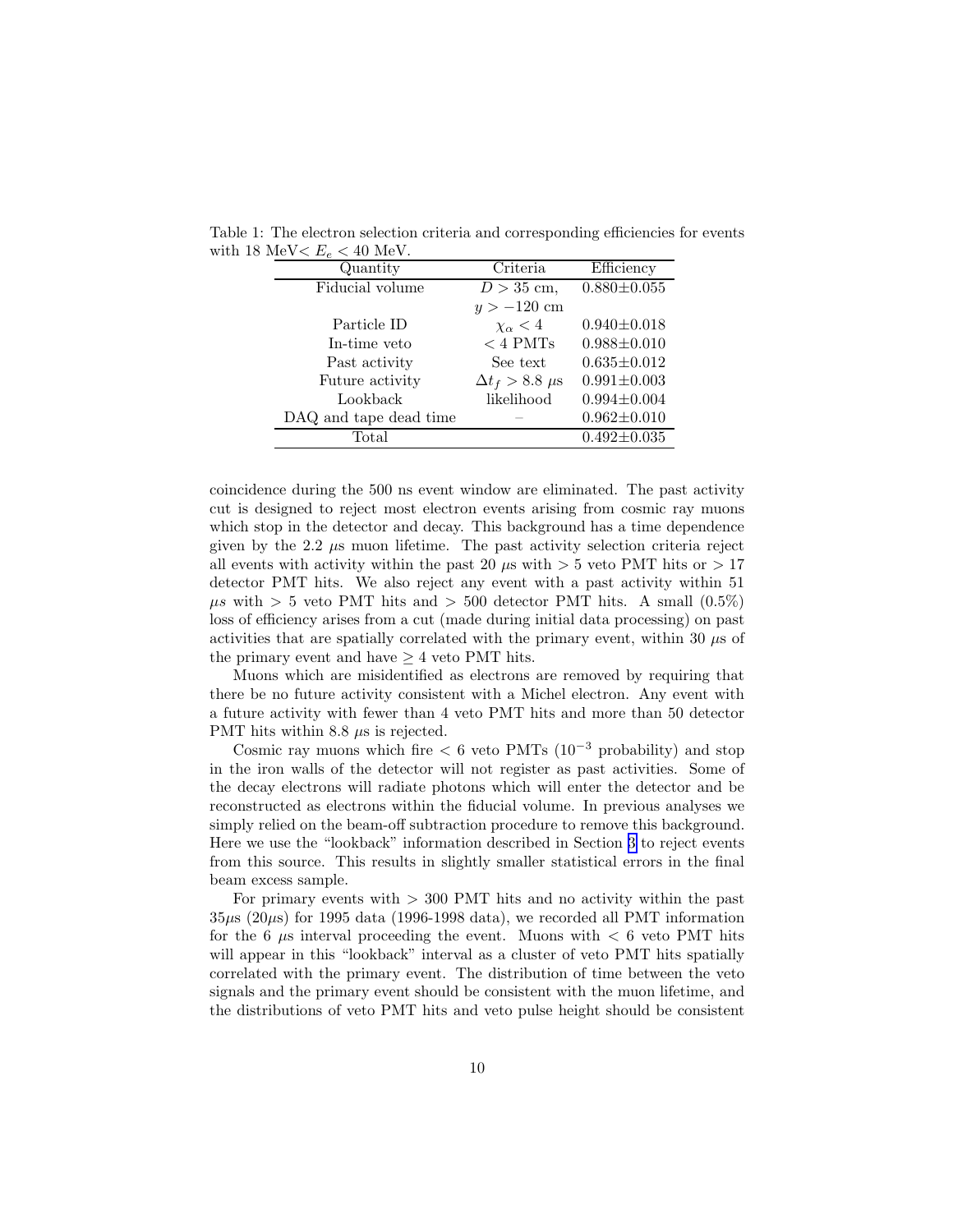Table 1: The electron selection criteria and corresponding efficiencies for events with 18 MeV$< E_e <$ 40 MeV.

| Quantity | Criteria | Efficiency |
|---|---|---|
| Fiducial volume | $D > 35$ cm, $y > -120$ cm | 0.880±0.055 |
| Particle ID | $\chi_\alpha < 4$ | 0.940±0.018 |
| In-time veto | $< 4$ PMTs | 0.988±0.010 |
| Past activity | See text | 0.635±0.012 |
| Future activity | $\Delta t_f > 8.8\ \mu$s | 0.991±0.003 |
| Lookback | likelihood | 0.994±0.004 |
| DAQ and tape dead time | – | 0.962±0.010 |
| Total | | 0.492±0.035 |

coincidence during the 500 ns event window are eliminated. The past activity cut is designed to reject most electron events arising from cosmic ray muons which stop in the detector and decay. This background has a time dependence given by the 2.2 $\mu$s muon lifetime. The past activity selection criteria reject all events with activity within the past 20 $\mu$s with $> 5$ veto PMT hits or $> 17$ detector PMT hits. We also reject any event with a past activity within 51 $\mu s$ with $> 5$ veto PMT hits and $> 500$ detector PMT hits. A small (0.5%) loss of efficiency arises from a cut (made during initial data processing) on past activities that are spatially correlated with the primary event, within 30 $\mu$s of the primary event and have $\geq 4$ veto PMT hits.

Muons which are misidentified as electrons are removed by requiring that there be no future activity consistent with a Michel electron. Any event with a future activity with fewer than 4 veto PMT hits and more than 50 detector PMT hits within 8.8 $\mu$s is rejected.

Cosmic ray muons which fire $< 6$ veto PMTs ($10^{-3}$ probability) and stop in the iron walls of the detector will not register as past activities. Some of the decay electrons will radiate photons which will enter the detector and be reconstructed as electrons within the fiducial volume. In previous analyses we simply relied on the beam-off subtraction procedure to remove this background. Here we use the "lookback" information described in Section 3 to reject events from this source. This results in slightly smaller statistical errors in the final beam excess sample.

For primary events with $> 300$ PMT hits and no activity within the past 35$\mu$s (20$\mu$s) for 1995 data (1996-1998 data), we recorded all PMT information for the 6 $\mu$s interval proceeding the event. Muons with $< 6$ veto PMT hits will appear in this "lookback" interval as a cluster of veto PMT hits spatially correlated with the primary event. The distribution of time between the veto signals and the primary event should be consistent with the muon lifetime, and the distributions of veto PMT hits and veto pulse height should be consistent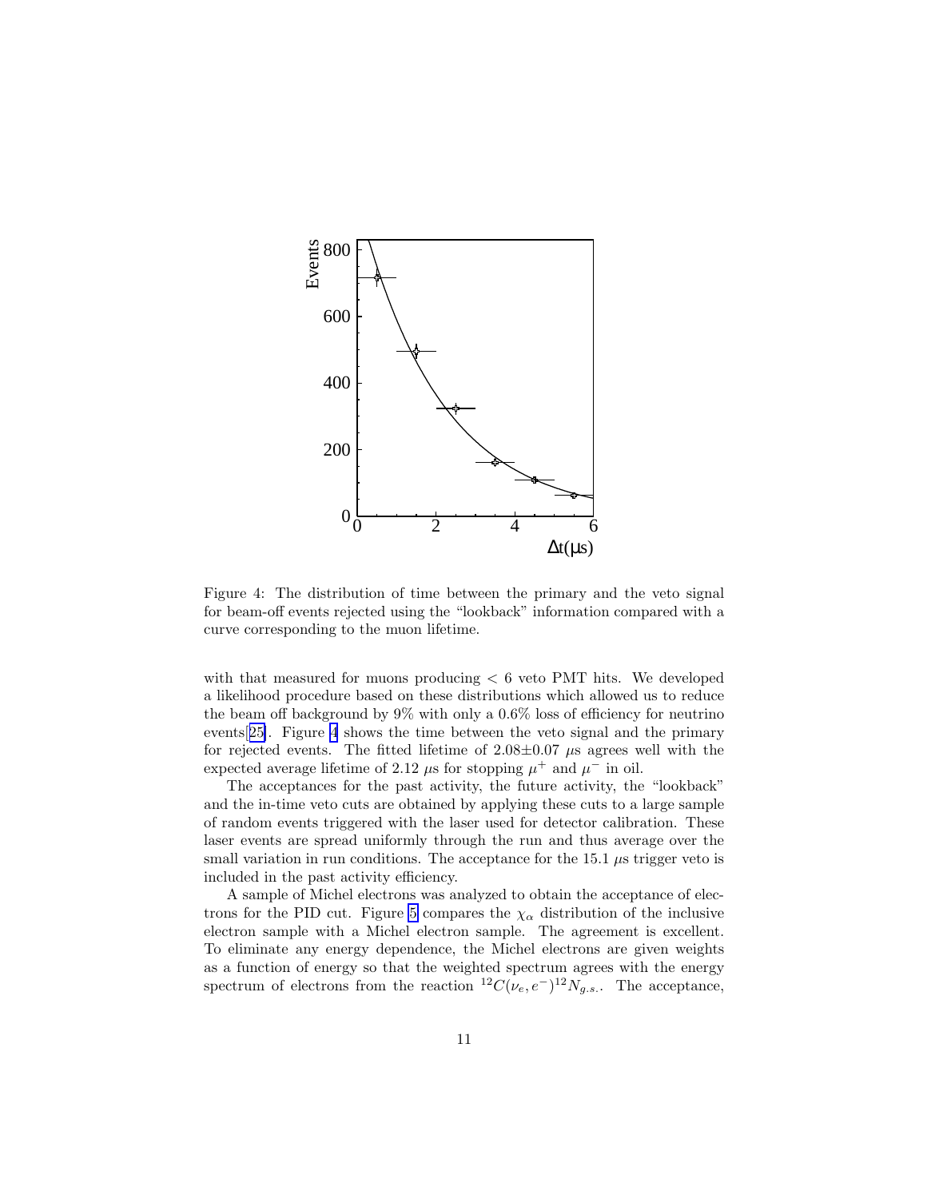Figure 4: The distribution of time between the primary and the veto signal for beam-off events rejected using the "lookback" information compared with a curve corresponding to the muon lifetime.

with that measured for muons producing $< 6$ veto PMT hits. We developed a likelihood procedure based on these distributions which allowed us to reduce the beam off background by 9% with only a 0.6% loss of efficiency for neutrino events[25]. Figure 4 shows the time between the veto signal and the primary for rejected events. The fitted lifetime of $2.08 \pm 0.07$ $\mu$s agrees well with the expected average lifetime of 2.12 $\mu$s for stopping $\mu^+$ and $\mu^-$ in oil.

The acceptances for the past activity, the future activity, the "lookback" and the in-time veto cuts are obtained by applying these cuts to a large sample of random events triggered with the laser used for detector calibration. These laser events are spread uniformly through the run and thus average over the small variation in run conditions. The acceptance for the 15.1 $\mu$s trigger veto is included in the past activity efficiency.

A sample of Michel electrons was analyzed to obtain the acceptance of electrons for the PID cut. Figure 5 compares the $\chi_\alpha$ distribution of the inclusive electron sample with a Michel electron sample. The agreement is excellent. To eliminate any energy dependence, the Michel electrons are given weights as a function of energy so that the weighted spectrum agrees with the energy spectrum of electrons from the reaction ${}^{12}C(\nu_e, e^-)^{12}N_{g.s.}$. The acceptance,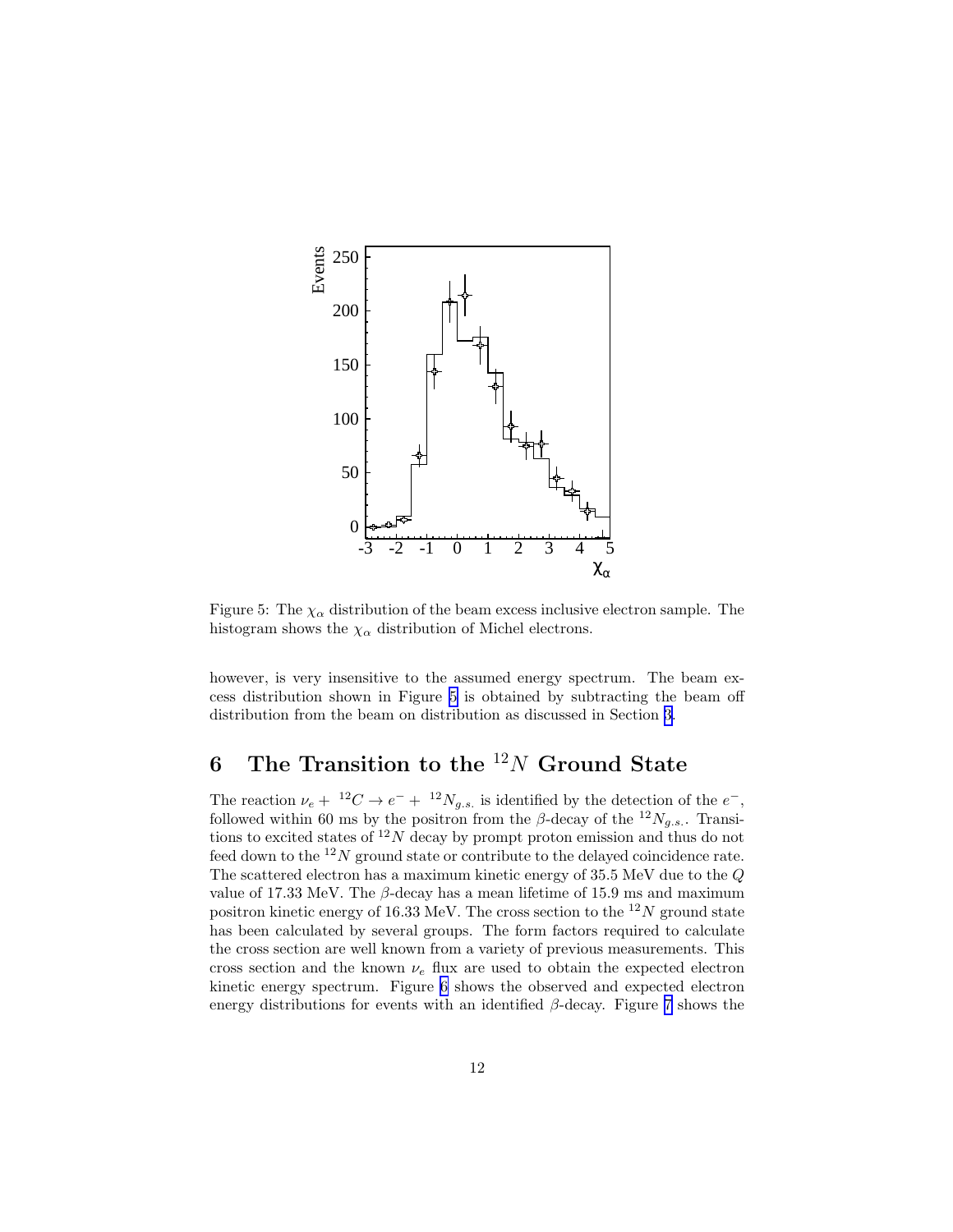Figure 5: The $\chi_\alpha$ distribution of the beam excess inclusive electron sample. The histogram shows the $\chi_\alpha$ distribution of Michel electrons.

however, is very insensitive to the assumed energy spectrum. The beam excess distribution shown in Figure 5 is obtained by subtracting the beam off distribution from the beam on distribution as discussed in Section 3.

## 6 The Transition to the $^{12}N$ Ground State

The reaction $\nu_e + {}^{12}C \rightarrow e^- + {}^{12}N_{g.s.}$ is identified by the detection of the $e^-$, followed within 60 ms by the positron from the $\beta$-decay of the $^{12}N_{g.s.}$. Transitions to excited states of $^{12}N$ decay by prompt proton emission and thus do not feed down to the $^{12}N$ ground state or contribute to the delayed coincidence rate. The scattered electron has a maximum kinetic energy of 35.5 MeV due to the $Q$ value of 17.33 MeV. The $\beta$-decay has a mean lifetime of 15.9 ms and maximum positron kinetic energy of 16.33 MeV. The cross section to the $^{12}N$ ground state has been calculated by several groups. The form factors required to calculate the cross section are well known from a variety of previous measurements. This cross section and the known $\nu_e$ flux are used to obtain the expected electron kinetic energy spectrum. Figure 6 shows the observed and expected electron energy distributions for events with an identified $\beta$-decay. Figure 7 shows the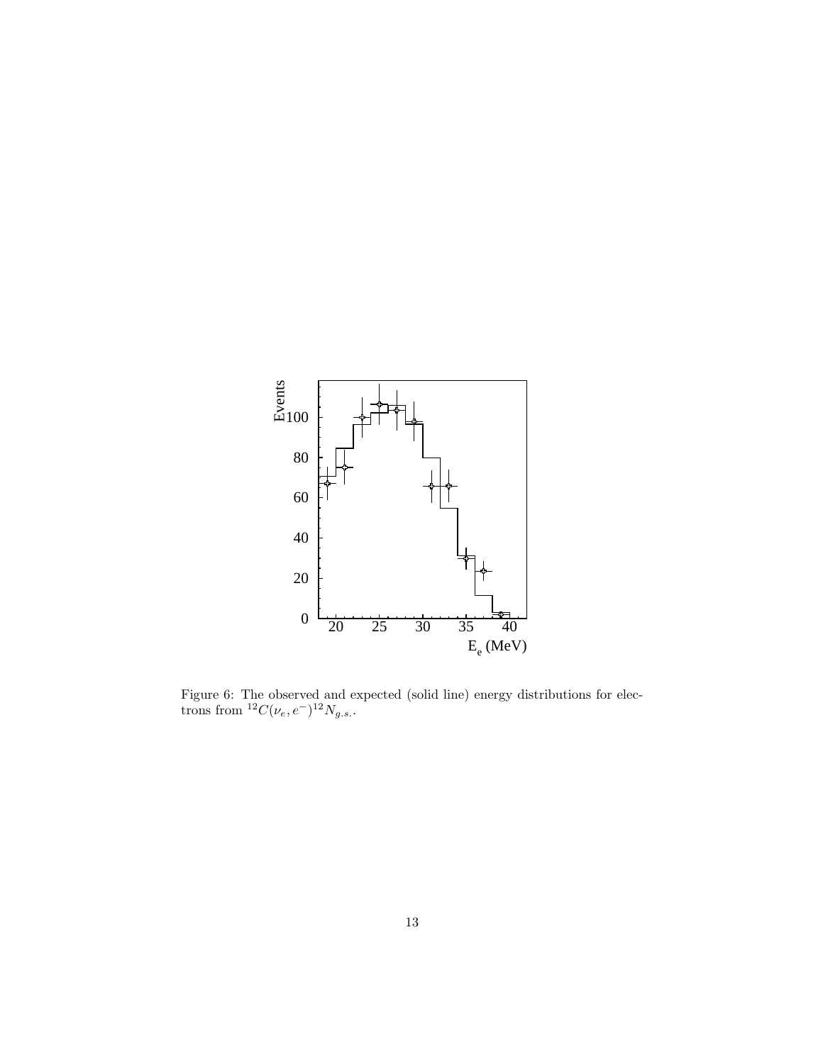Figure 6: The observed and expected (solid line) energy distributions for electrons from $^{12}C(\nu_e, e^-)^{12}N_{g.s.}$.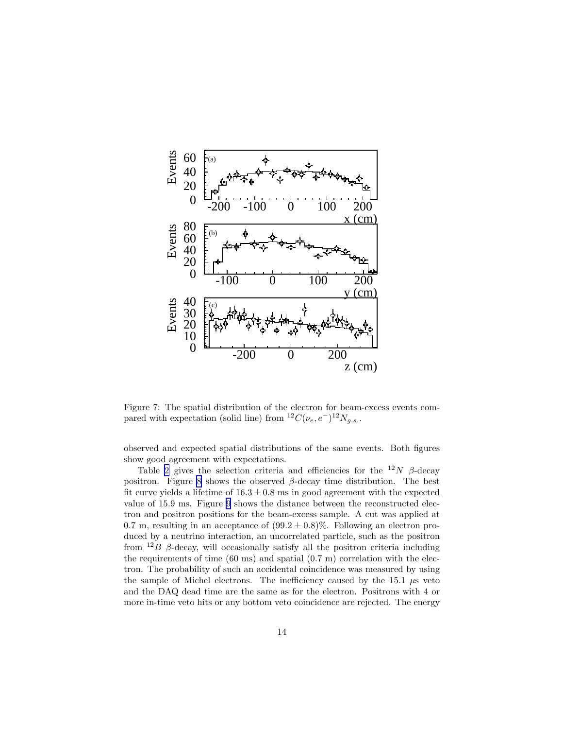Figure 7: The spatial distribution of the electron for beam-excess events compared with expectation (solid line) from $^{12}C(\nu_e, e^-)^{12}N_{g.s.}$.

observed and expected spatial distributions of the same events. Both figures show good agreement with expectations.

Table 2 gives the selection criteria and efficiencies for the $^{12}N$ $\beta$-decay positron. Figure 8 shows the observed $\beta$-decay time distribution. The best fit curve yields a lifetime of $16.3 \pm 0.8$ ms in good agreement with the expected value of 15.9 ms. Figure 9 shows the distance between the reconstructed electron and positron positions for the beam-excess sample. A cut was applied at 0.7 m, resulting in an acceptance of $(99.2 \pm 0.8)\%$. Following an electron produced by a neutrino interaction, an uncorrelated particle, such as the positron from $^{12}B$ $\beta$-decay, will occasionally satisfy all the positron criteria including the requirements of time (60 ms) and spatial (0.7 m) correlation with the electron. The probability of such an accidental coincidence was measured by using the sample of Michel electrons. The inefficiency caused by the 15.1 $\mu$s veto and the DAQ dead time are the same as for the electron. Positrons with 4 or more in-time veto hits or any bottom veto coincidence are rejected. The energy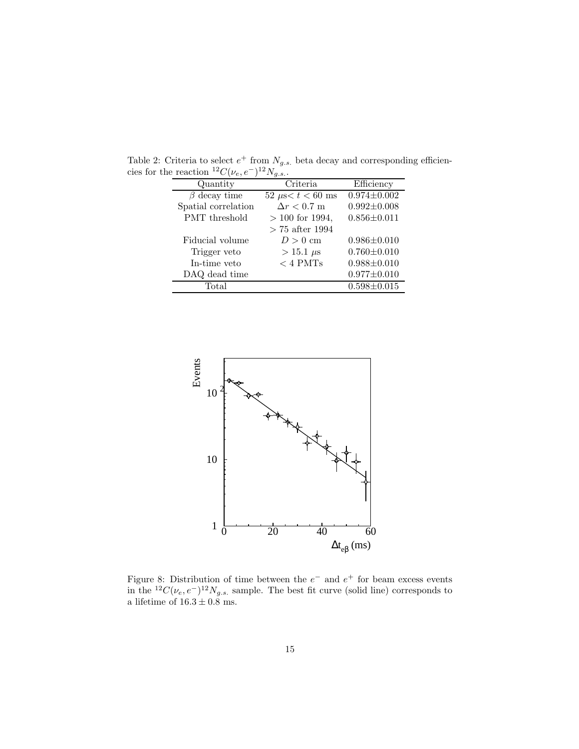Table 2: Criteria to select $e^+$ from $N_{g.s.}$ beta decay and corresponding efficiencies for the reaction $^{12}C(\nu_e, e^-)^{12}N_{g.s.}$.

| Quantity | Criteria | Efficiency |
|---|---|---|
| $\beta$ decay time | 52 $\mu$s$< t <$ 60 ms | 0.974±0.002 |
| Spatial correlation | $\Delta r < 0.7$ m | 0.992±0.008 |
| PMT threshold | $> 100$ for 1994, $> 75$ after 1994 | 0.856±0.011 |
| Fiducial volume | $D > 0$ cm | 0.986±0.010 |
| Trigger veto | $> 15.1$ $\mu$s | 0.760±0.010 |
| In-time veto | $< 4$ PMTs | 0.988±0.010 |
| DAQ dead time | | 0.977±0.010 |
| Total | | 0.598±0.015 |

Figure 8: Distribution of time between the $e^-$ and $e^+$ for beam excess events in the $^{12}C(\nu_e, e^-)^{12}N_{g.s.}$ sample. The best fit curve (solid line) corresponds to a lifetime of $16.3 \pm 0.8$ ms.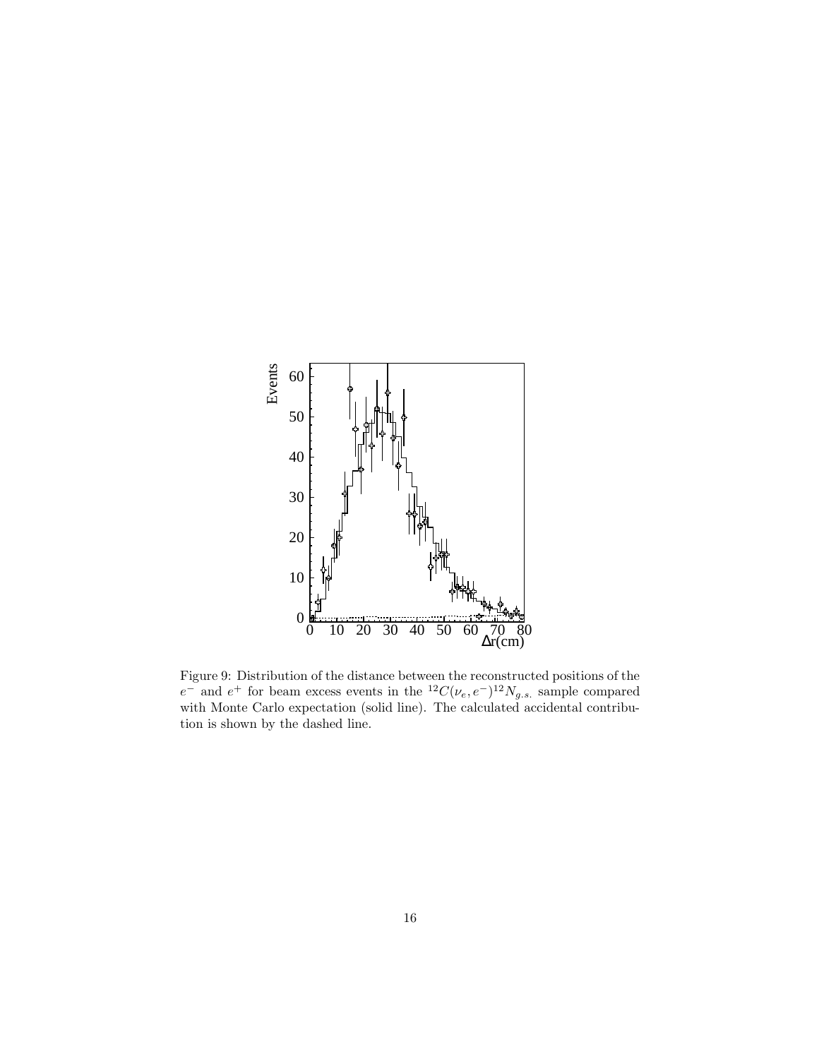Figure 9: Distribution of the distance between the reconstructed positions of the $e^-$ and $e^+$ for beam excess events in the $^{12}C(\nu_e, e^-)^{12}N_{g.s.}$ sample compared with Monte Carlo expectation (solid line). The calculated accidental contribution is shown by the dashed line.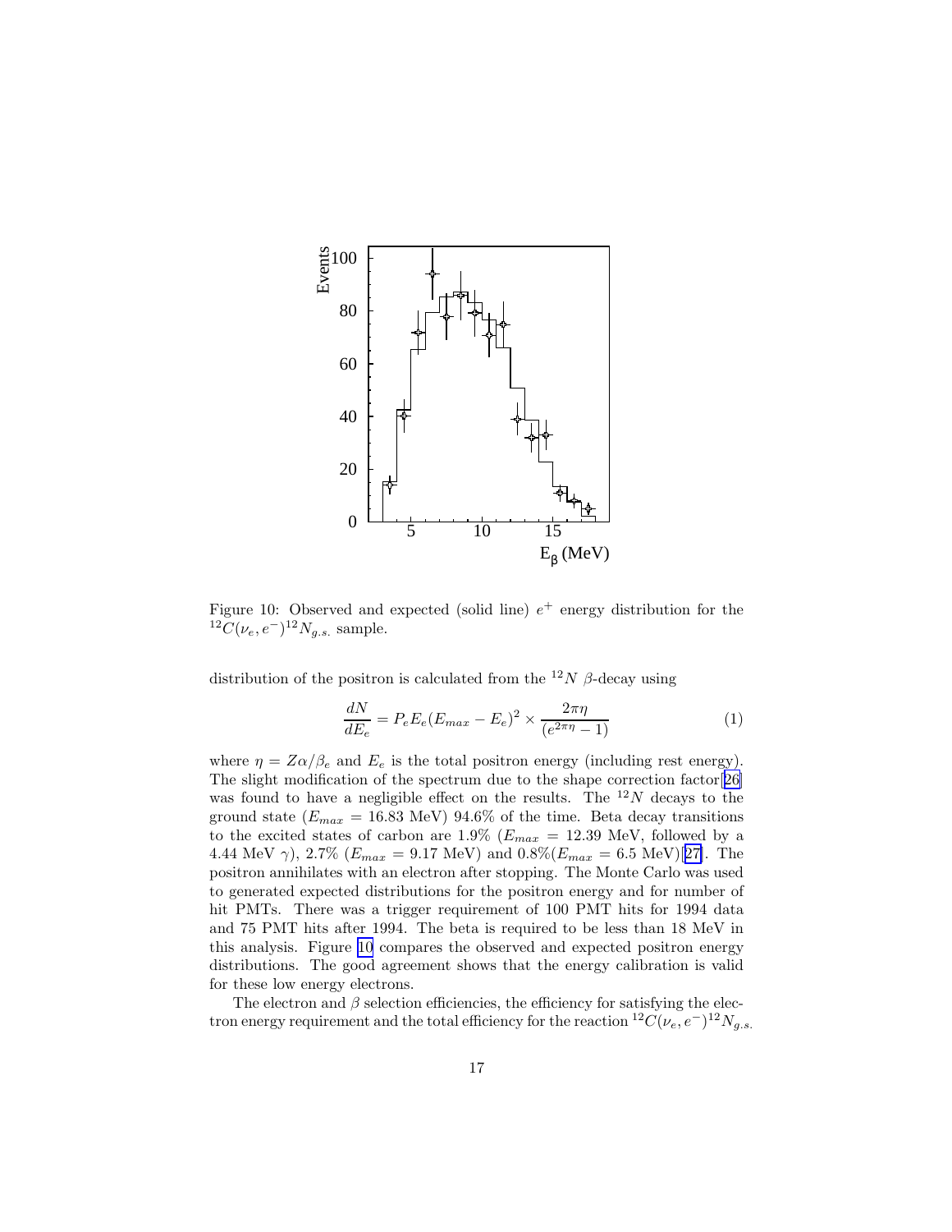Figure 10: Observed and expected (solid line) $e^+$ energy distribution for the $^{12}C(\nu_e, e^-)^{12}N_{g.s.}$ sample.

distribution of the positron is calculated from the $^{12}N$ $\beta$-decay using

$$\frac{dN}{dE_e} = P_e E_e (E_{max} - E_e)^2 \times \frac{2\pi\eta}{(e^{2\pi\eta} - 1)} \tag{1}$$

where $\eta = Z\alpha/\beta_e$ and $E_e$ is the total positron energy (including rest energy). The slight modification of the spectrum due to the shape correction factor[26] was found to have a negligible effect on the results. The $^{12}N$ decays to the ground state ($E_{max}$ = 16.83 MeV) 94.6% of the time. Beta decay transitions to the excited states of carbon are 1.9% ($E_{max}$ = 12.39 MeV, followed by a 4.44 MeV $\gamma$), 2.7% ($E_{max}$ = 9.17 MeV) and 0.8%($E_{max}$ = 6.5 MeV)[27]. The positron annihilates with an electron after stopping. The Monte Carlo was used to generated expected distributions for the positron energy and for number of hit PMTs. There was a trigger requirement of 100 PMT hits for 1994 data and 75 PMT hits after 1994. The beta is required to be less than 18 MeV in this analysis. Figure 10 compares the observed and expected positron energy distributions. The good agreement shows that the energy calibration is valid for these low energy electrons.

The electron and $\beta$ selection efficiencies, the efficiency for satisfying the electron energy requirement and the total efficiency for the reaction $^{12}C(\nu_e, e^-)^{12}N_{g.s.}$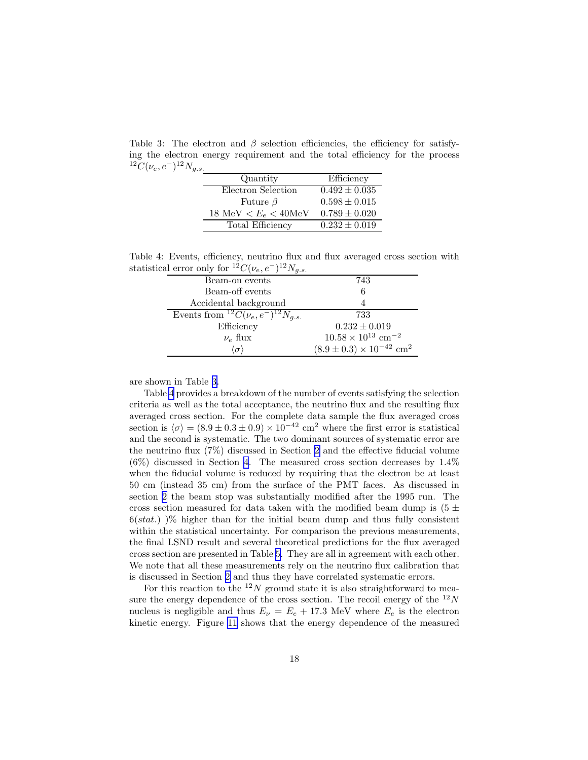Table 3: The electron and $\beta$ selection efficiencies, the efficiency for satisfying the electron energy requirement and the total efficiency for the process $^{12}C(\nu_e, e^-)^{12}N_{g.s.}$

| Quantity | Efficiency |
|---|---|
| Electron Selection | $0.492 \pm 0.035$ |
| Future $\beta$ | $0.598 \pm 0.015$ |
| 18 MeV $< E_e <$ 40MeV | $0.789 \pm 0.020$ |
| Total Efficiency | $0.232 \pm 0.019$ |

Table 4: Events, efficiency, neutrino flux and flux averaged cross section with statistical error only for $^{12}C(\nu_e, e^-)^{12}N_{g.s.}$

| | |
|---|---|
| Beam-on events | 743 |
| Beam-off events | 6 |
| Accidental background | 4 |
| Events from $^{12}C(\nu_e, e^-)^{12}N_{g.s.}$ | 733 |
| Efficiency | $0.232 \pm 0.019$ |
| $\nu_e$ flux | $10.58 \times 10^{13}$ cm$^{-2}$ |
| $\langle\sigma\rangle$ | $(8.9 \pm 0.3) \times 10^{-42}$ cm$^2$ |

are shown in Table 3.

Table 4 provides a breakdown of the number of events satisfying the selection criteria as well as the total acceptance, the neutrino flux and the resulting flux averaged cross section. For the complete data sample the flux averaged cross section is $\langle\sigma\rangle = (8.9 \pm 0.3 \pm 0.9) \times 10^{-42}$ cm$^2$ where the first error is statistical and the second is systematic. The two dominant sources of systematic error are the neutrino flux (7%) discussed in Section 2 and the effective fiducial volume (6%) discussed in Section 4. The measured cross section decreases by 1.4% when the fiducial volume is reduced by requiring that the electron be at least 50 cm (instead 35 cm) from the surface of the PMT faces. As discussed in section 2 the beam stop was substantially modified after the 1995 run. The cross section measured for data taken with the modified beam dump is $(5 \pm 6(stat.))$% higher than for the initial beam dump and thus fully consistent within the statistical uncertainty. For comparison the previous measurements, the final LSND result and several theoretical predictions for the flux averaged cross section are presented in Table 5. They are all in agreement with each other. We note that all these measurements rely on the neutrino flux calibration that is discussed in Section 2 and thus they have correlated systematic errors.

For this reaction to the $^{12}N$ ground state it is also straightforward to measure the energy dependence of the cross section. The recoil energy of the $^{12}N$ nucleus is negligible and thus $E_\nu = E_e + 17.3$ MeV where $E_e$ is the electron kinetic energy. Figure 11 shows that the energy dependence of the measured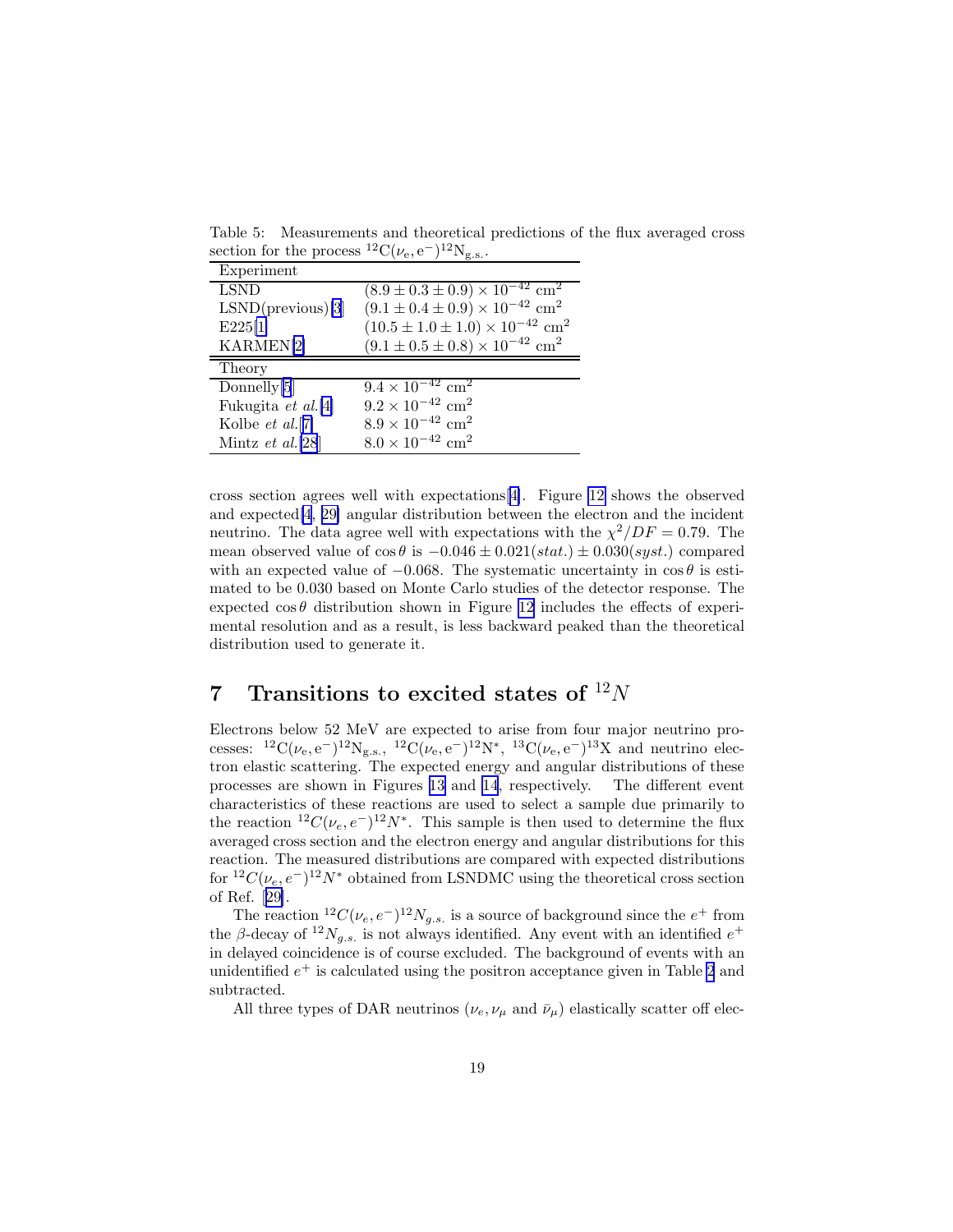Table 5: Measurements and theoretical predictions of the flux averaged cross section for the process $^{12}\mathrm{C}(\nu_e, e^-)^{12}\mathrm{N}_{g.s.}$.

| Experiment | |
|---|---|
| LSND | $(8.9 \pm 0.3 \pm 0.9) \times 10^{-42}$ cm$^2$ |
| LSND(previous)[3] | $(9.1 \pm 0.4 \pm 0.9) \times 10^{-42}$ cm$^2$ |
| E225[1] | $(10.5 \pm 1.0 \pm 1.0) \times 10^{-42}$ cm$^2$ |
| KARMEN[2] | $(9.1 \pm 0.5 \pm 0.8) \times 10^{-42}$ cm$^2$ |
| **Theory** | |
| Donnelly[5] | $9.4 \times 10^{-42}$ cm$^2$ |
| Fukugita *et al.*[4] | $9.2 \times 10^{-42}$ cm$^2$ |
| Kolbe *et al.*[7] | $8.9 \times 10^{-42}$ cm$^2$ |
| Mintz *et al.*[28] | $8.0 \times 10^{-42}$ cm$^2$ |

cross section agrees well with expectations[4]. Figure 12 shows the observed and expected[4, 29] angular distribution between the electron and the incident neutrino. The data agree well with expectations with the $\chi^2/DF = 0.79$. The mean observed value of $\cos\theta$ is $-0.046 \pm 0.021(stat.) \pm 0.030(syst.)$ compared with an expected value of $-0.068$. The systematic uncertainty in $\cos\theta$ is estimated to be 0.030 based on Monte Carlo studies of the detector response. The expected $\cos\theta$ distribution shown in Figure 12 includes the effects of experimental resolution and as a result, is less backward peaked than the theoretical distribution used to generate it.

# 7 Transitions to excited states of $^{12}N$

Electrons below 52 MeV are expected to arise from four major neutrino processes: $^{12}\mathrm{C}(\nu_e, e^-)^{12}\mathrm{N}_{g.s.}$, $^{12}\mathrm{C}(\nu_e, e^-)^{12}\mathrm{N}^*$, $^{13}\mathrm{C}(\nu_e, e^-)^{13}\mathrm{X}$ and neutrino electron elastic scattering. The expected energy and angular distributions of these processes are shown in Figures 13 and 14, respectively. The different event characteristics of these reactions are used to select a sample due primarily to the reaction $^{12}C(\nu_e, e^-)^{12}N^*$. This sample is then used to determine the flux averaged cross section and the electron energy and angular distributions for this reaction. The measured distributions are compared with expected distributions for $^{12}C(\nu_e, e^-)^{12}N^*$ obtained from LSNDMC using the theoretical cross section of Ref. [29].

The reaction $^{12}C(\nu_e, e^-)^{12}N_{g.s.}$ is a source of background since the $e^+$ from the $\beta$-decay of $^{12}N_{g.s.}$ is not always identified. Any event with an identified $e^+$ in delayed coincidence is of course excluded. The background of events with an unidentified $e^+$ is calculated using the positron acceptance given in Table 2 and subtracted.

All three types of DAR neutrinos ($\nu_e, \nu_\mu$ and $\bar{\nu}_\mu$) elastically scatter off elec-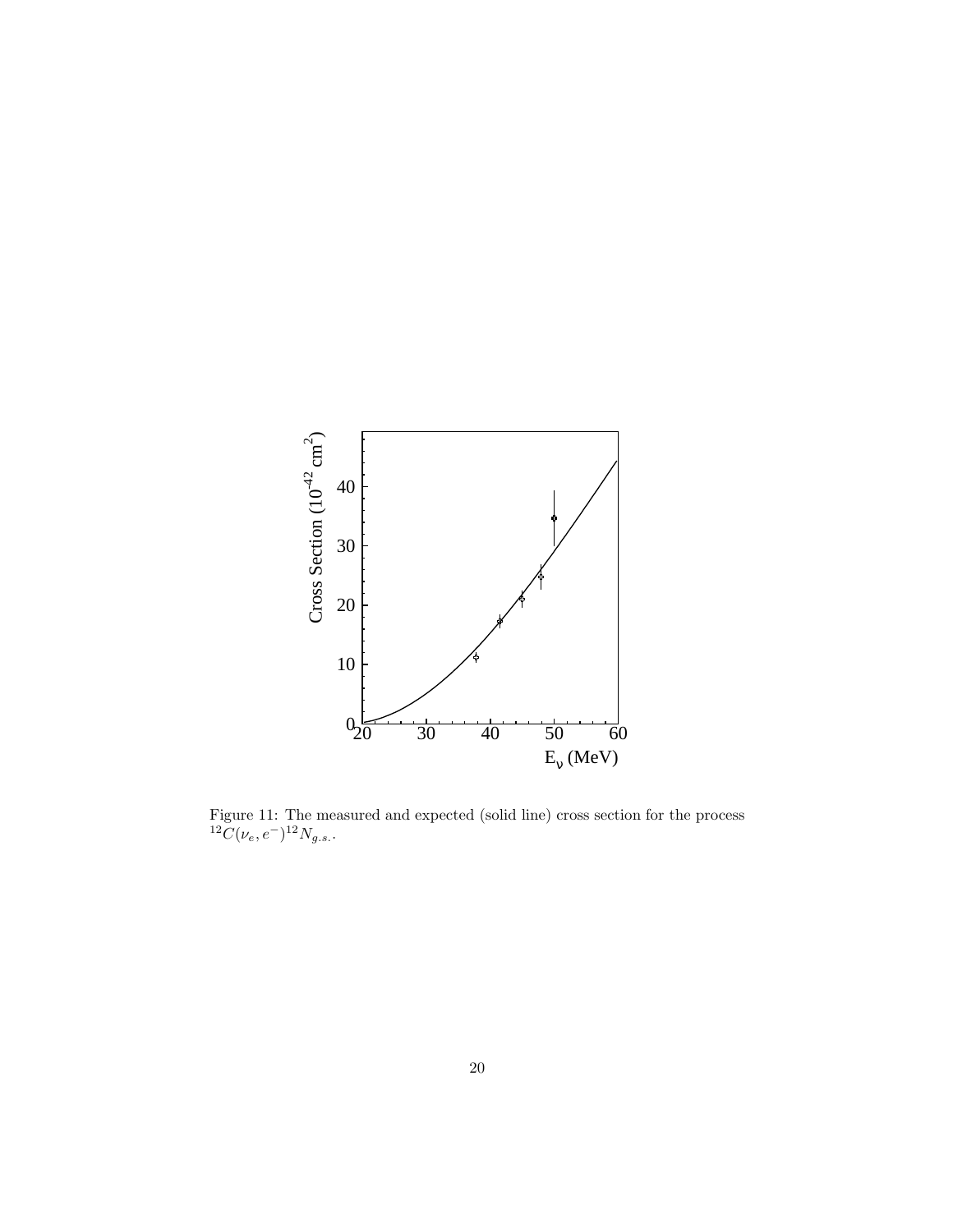Figure 11: The measured and expected (solid line) cross section for the process $^{12}C(\nu_e, e^-)^{12}N_{g.s.}$.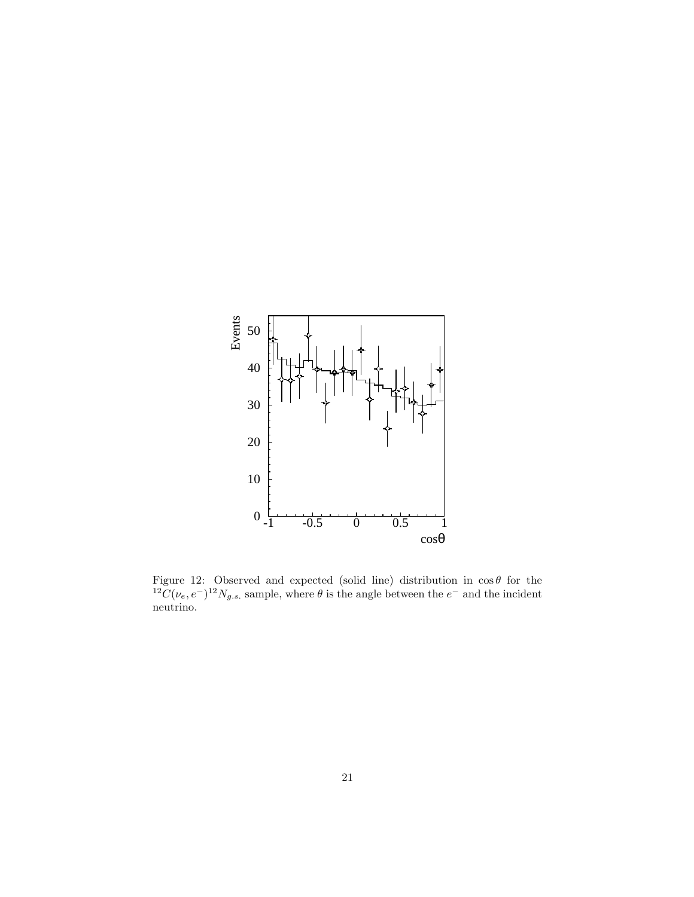Figure 12: Observed and expected (solid line) distribution in $\cos\theta$ for the $^{12}C(\nu_e, e^-)^{12}N_{g.s.}$ sample, where $\theta$ is the angle between the $e^-$ and the incident neutrino.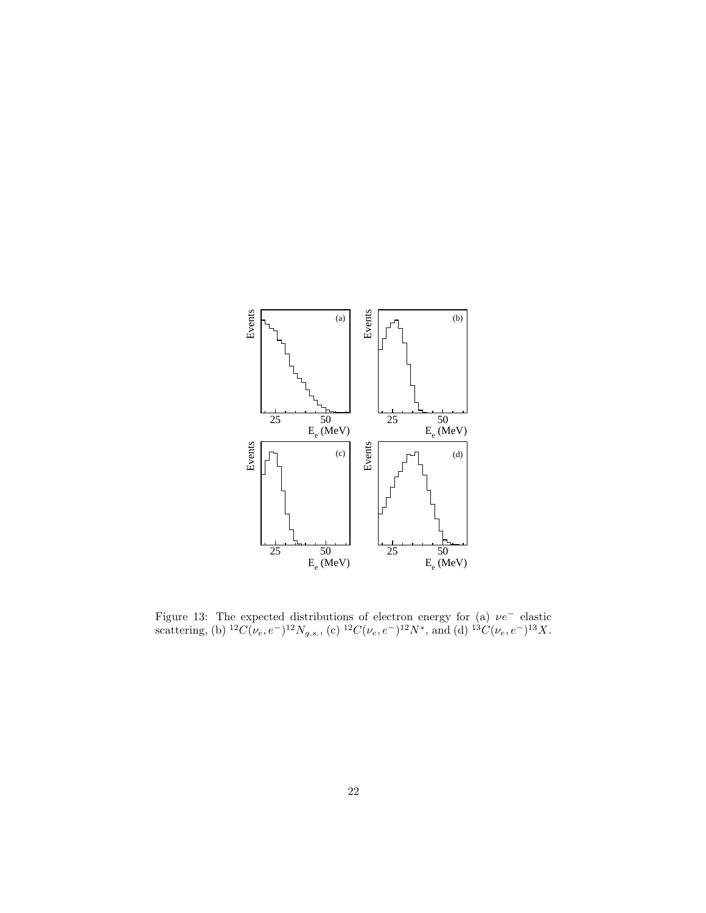Figure 13: The expected distributions of electron energy for (a) $\nu e^-$ elastic scattering, (b) $^{12}C(\nu_e, e^-)^{12}N_{g.s.}$, (c) $^{12}C(\nu_e, e^-)^{12}N^*$, and (d) $^{13}C(\nu_e, e^-)^{13}X$.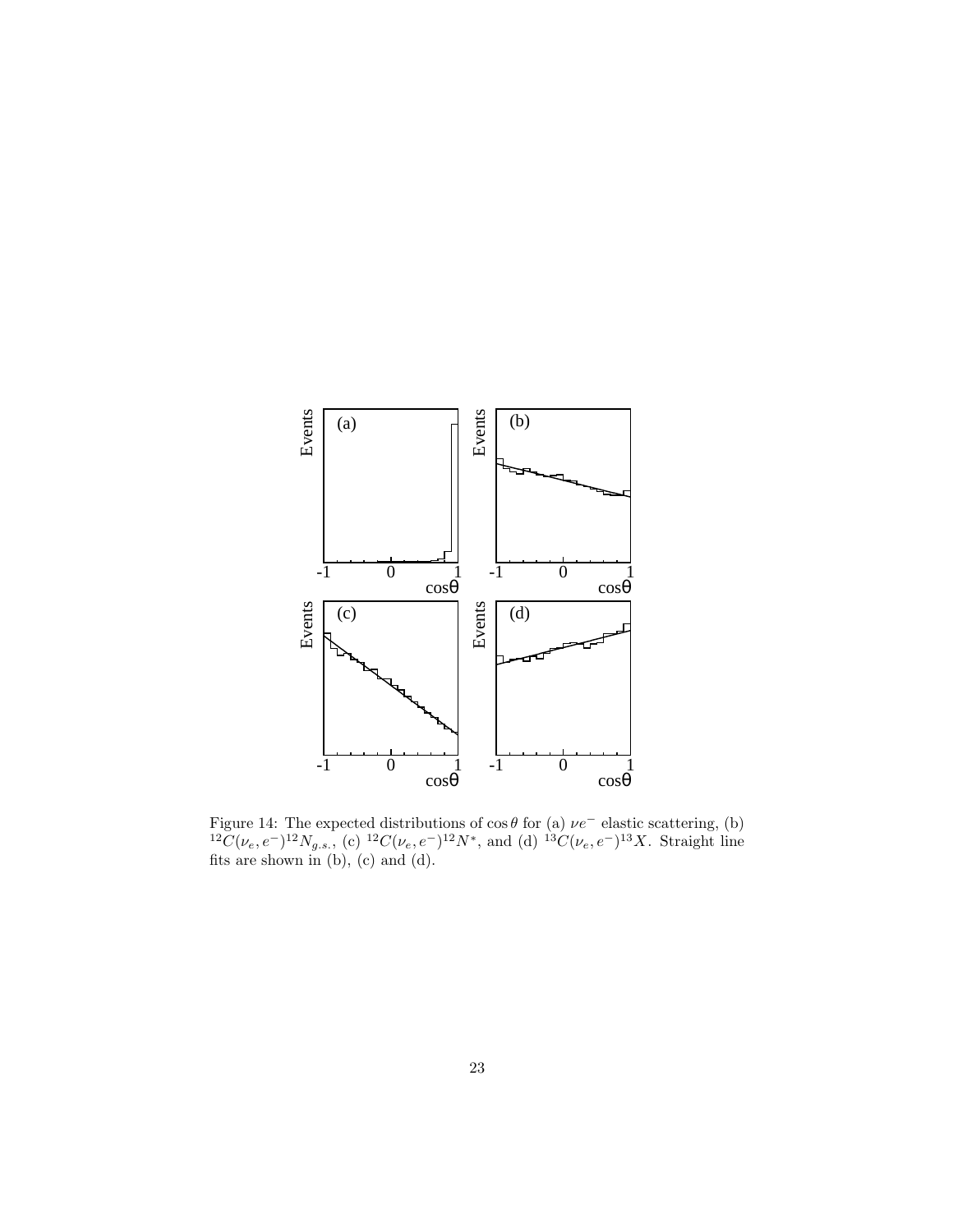Figure 14: The expected distributions of $\cos\theta$ for (a) $\nu e^-$ elastic scattering, (b) $^{12}C(\nu_e, e^-)^{12}N_{g.s.}$, (c) $^{12}C(\nu_e, e^-)^{12}N^*$, and (d) $^{13}C(\nu_e, e^-)^{13}X$. Straight line fits are shown in (b), (c) and (d).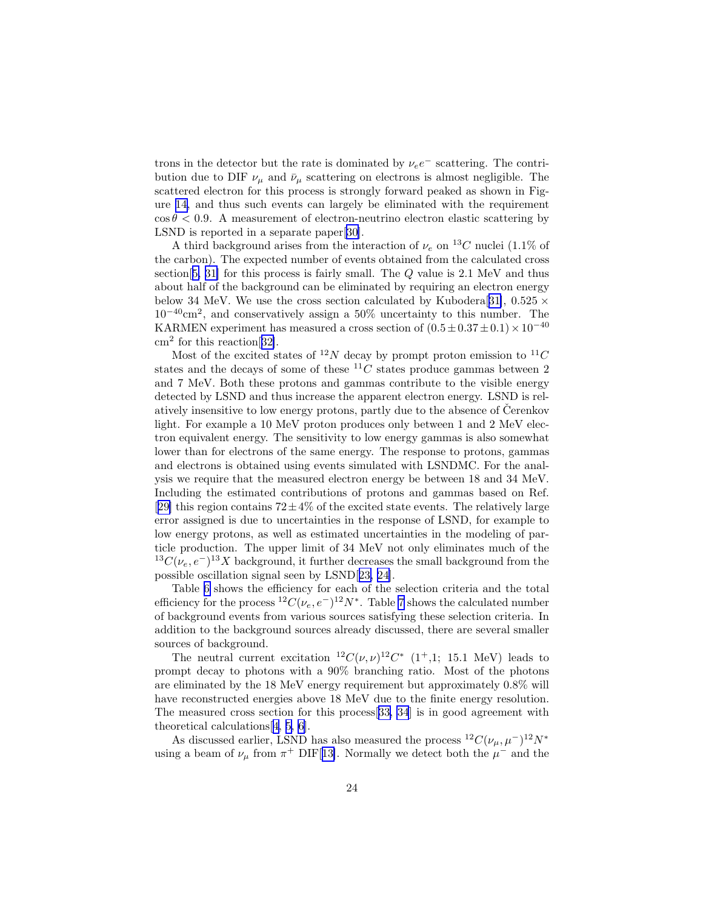trons in the detector but the rate is dominated by $\nu_e e^-$ scattering. The contribution due to DIF $\nu_\mu$ and $\bar{\nu}_\mu$ scattering on electrons is almost negligible. The scattered electron for this process is strongly forward peaked as shown in Figure 14, and thus such events can largely be eliminated with the requirement $\cos\theta < 0.9$. A measurement of electron-neutrino electron elastic scattering by LSND is reported in a separate paper[30].

A third background arises from the interaction of $\nu_e$ on $^{13}C$ nuclei (1.1% of the carbon). The expected number of events obtained from the calculated cross section[5, 31] for this process is fairly small. The $Q$ value is 2.1 MeV and thus about half of the background can be eliminated by requiring an electron energy below 34 MeV. We use the cross section calculated by Kubodera[31], $0.525 \times 10^{-40}\text{cm}^2$, and conservatively assign a 50% uncertainty to this number. The KARMEN experiment has measured a cross section of $(0.5 \pm 0.37 \pm 0.1) \times 10^{-40}$ cm$^2$ for this reaction[32].

Most of the excited states of $^{12}N$ decay by prompt proton emission to $^{11}C$ states and the decays of some of these $^{11}C$ states produce gammas between 2 and 7 MeV. Both these protons and gammas contribute to the visible energy detected by LSND and thus increase the apparent electron energy. LSND is relatively insensitive to low energy protons, partly due to the absence of Čerenkov light. For example a 10 MeV proton produces only between 1 and 2 MeV electron equivalent energy. The sensitivity to low energy gammas is also somewhat lower than for electrons of the same energy. The response to protons, gammas and electrons is obtained using events simulated with LSNDMC. For the analysis we require that the measured electron energy be between 18 and 34 MeV. Including the estimated contributions of protons and gammas based on Ref. [29] this region contains $72 \pm 4\%$ of the excited state events. The relatively large error assigned is due to uncertainties in the response of LSND, for example to low energy protons, as well as estimated uncertainties in the modeling of particle production. The upper limit of 34 MeV not only eliminates much of the $^{13}C(\nu_e, e^-)^{13}X$ background, it further decreases the small background from the possible oscillation signal seen by LSND[23, 24].

Table 6 shows the efficiency for each of the selection criteria and the total efficiency for the process $^{12}C(\nu_e, e^-)^{12}N^*$. Table 7 shows the calculated number of background events from various sources satisfying these selection criteria. In addition to the background sources already discussed, there are several smaller sources of background.

The neutral current excitation $^{12}C(\nu, \nu)^{12}C^*$ ($1^+$,1; 15.1 MeV) leads to prompt decay to photons with a 90% branching ratio. Most of the photons are eliminated by the 18 MeV energy requirement but approximately 0.8% will have reconstructed energies above 18 MeV due to the finite energy resolution. The measured cross section for this process[33, 34] is in good agreement with theoretical calculations[4, 5, 6].

As discussed earlier, LSND has also measured the process $^{12}C(\nu_\mu, \mu^-)^{12}N^*$ using a beam of $\nu_\mu$ from $\pi^+$ DIF[13]. Normally we detect both the $\mu^-$ and the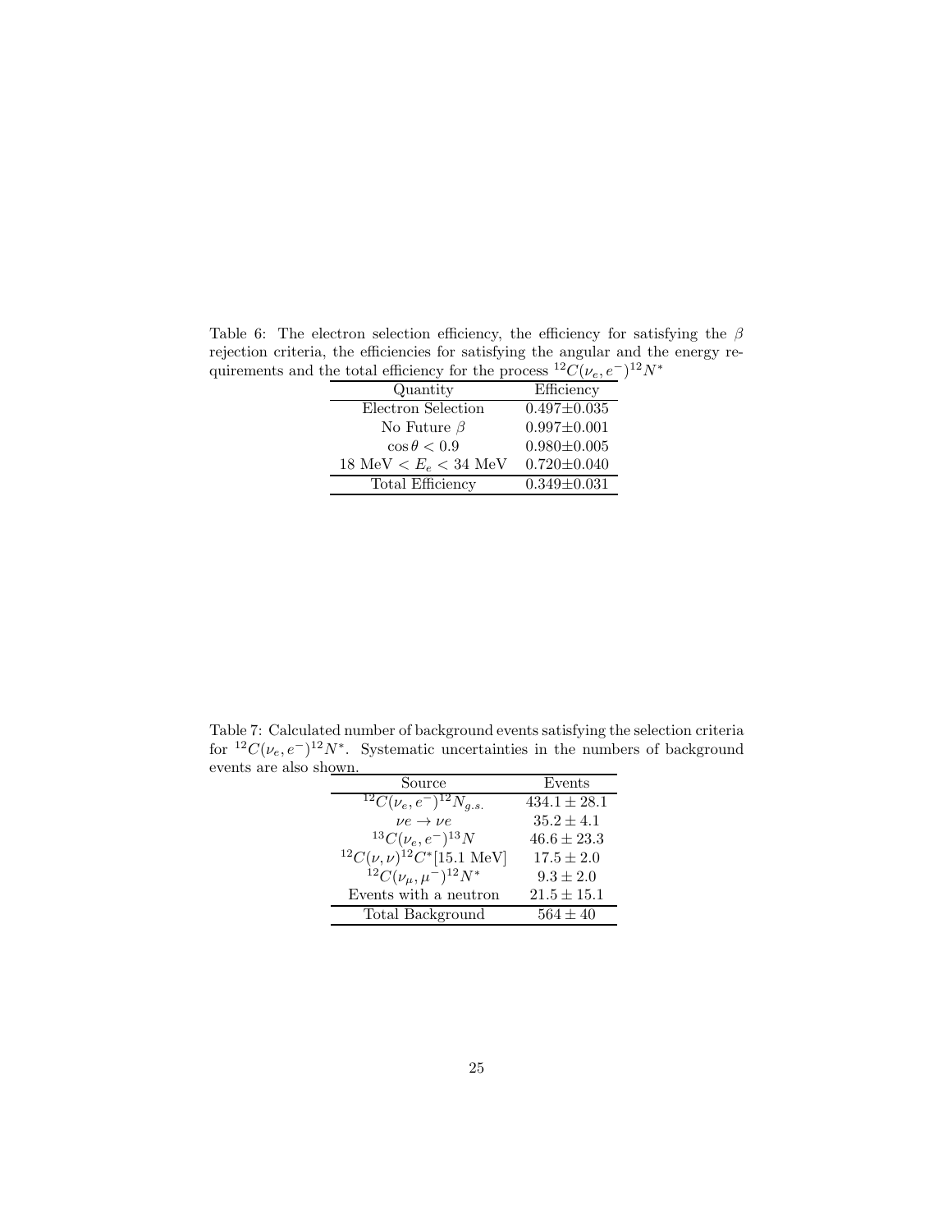Table 6: The electron selection efficiency, the efficiency for satisfying the $\beta$ rejection criteria, the efficiencies for satisfying the angular and the energy requirements and the total efficiency for the process $^{12}C(\nu_e, e^-)^{12}N^*$

| Quantity | Efficiency |
|---|---|
| Electron Selection | $0.497 \pm 0.035$ |
| No Future $\beta$ | $0.997 \pm 0.001$ |
| $\cos\theta < 0.9$ | $0.980 \pm 0.005$ |
| 18 MeV $< E_e <$ 34 MeV | $0.720 \pm 0.040$ |
| Total Efficiency | $0.349 \pm 0.031$ |

Table 7: Calculated number of background events satisfying the selection criteria for $^{12}C(\nu_e, e^-)^{12}N^*$. Systematic uncertainties in the numbers of background events are also shown.

| Source | Events |
|---|---|
| $^{12}C(\nu_e, e^-)^{12}N_{g.s.}$ | $434.1 \pm 28.1$ |
| $\nu e \rightarrow \nu e$ | $35.2 \pm 4.1$ |
| $^{13}C(\nu_e, e^-)^{13}N$ | $46.6 \pm 23.3$ |
| $^{12}C(\nu, \nu)^{12}C^*$[15.1 MeV] | $17.5 \pm 2.0$ |
| $^{12}C(\nu_\mu, \mu^-)^{12}N^*$ | $9.3 \pm 2.0$ |
| Events with a neutron | $21.5 \pm 15.1$ |
| Total Background | $564 \pm 40$ |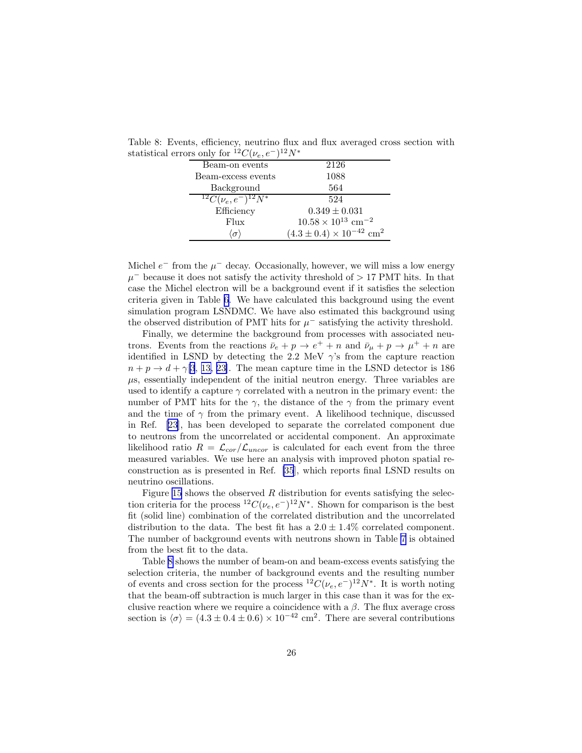Table 8: Events, efficiency, neutrino flux and flux averaged cross section with statistical errors only for $^{12}C(\nu_e, e^-)^{12}N^*$

| | |
|---|---|
| Beam-on events | 2126 |
| Beam-excess events | 1088 |
| Background | 564 |
| $^{12}C(\nu_e, e^-)^{12}N^*$ | 524 |
| Efficiency | $0.349 \pm 0.031$ |
| Flux | $10.58 \times 10^{13}$ cm$^{-2}$ |
| $\langle\sigma\rangle$ | $(4.3 \pm 0.4) \times 10^{-42}$ cm$^2$ |

Michel $e^-$ from the $\mu^-$ decay. Occasionally, however, we will miss a low energy $\mu^-$ because it does not satisfy the activity threshold of $> 17$ PMT hits. In that case the Michel electron will be a background event if it satisfies the selection criteria given in Table 6. We have calculated this background using the event simulation program LSNDMC. We have also estimated this background using the observed distribution of PMT hits for $\mu^-$ satisfying the activity threshold.

Finally, we determine the background from processes with associated neutrons. Events from the reactions $\bar{\nu}_e + p \to e^+ + n$ and $\bar{\nu}_\mu + p \to \mu^+ + n$ are identified in LSND by detecting the 2.2 MeV $\gamma$'s from the capture reaction $n + p \to d + \gamma$[3, 13, 23]. The mean capture time in the LSND detector is 186 $\mu$s, essentially independent of the initial neutron energy. Three variables are used to identify a capture $\gamma$ correlated with a neutron in the primary event: the number of PMT hits for the $\gamma$, the distance of the $\gamma$ from the primary event and the time of $\gamma$ from the primary event. A likelihood technique, discussed in Ref. [23], has been developed to separate the correlated component due to neutrons from the uncorrelated or accidental component. An approximate likelihood ratio $R = \mathcal{L}_{cor}/\mathcal{L}_{uncor}$ is calculated for each event from the three measured variables. We use here an analysis with improved photon spatial reconstruction as is presented in Ref. [35], which reports final LSND results on neutrino oscillations.

Figure 15 shows the observed $R$ distribution for events satisfying the selection criteria for the process $^{12}C(\nu_e, e^-)^{12}N^*$. Shown for comparison is the best fit (solid line) combination of the correlated distribution and the uncorrelated distribution to the data. The best fit has a $2.0 \pm 1.4\%$ correlated component. The number of background events with neutrons shown in Table 7 is obtained from the best fit to the data.

Table 8 shows the number of beam-on and beam-excess events satisfying the selection criteria, the number of background events and the resulting number of events and cross section for the process $^{12}C(\nu_e, e^-)^{12}N^*$. It is worth noting that the beam-off subtraction is much larger in this case than it was for the exclusive reaction where we require a coincidence with a $\beta$. The flux average cross section is $\langle\sigma\rangle = (4.3 \pm 0.4 \pm 0.6) \times 10^{-42}$ cm$^2$. There are several contributions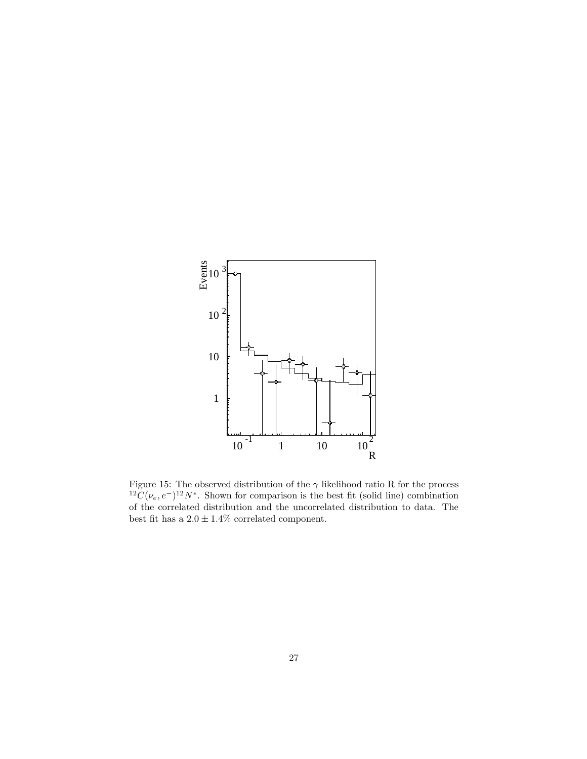Figure 15: The observed distribution of the $\gamma$ likelihood ratio R for the process $^{12}C(\nu_e, e^-)^{12}N^*$. Shown for comparison is the best fit (solid line) combination of the correlated distribution and the uncorrelated distribution to data. The best fit has a $2.0 \pm 1.4\%$ correlated component.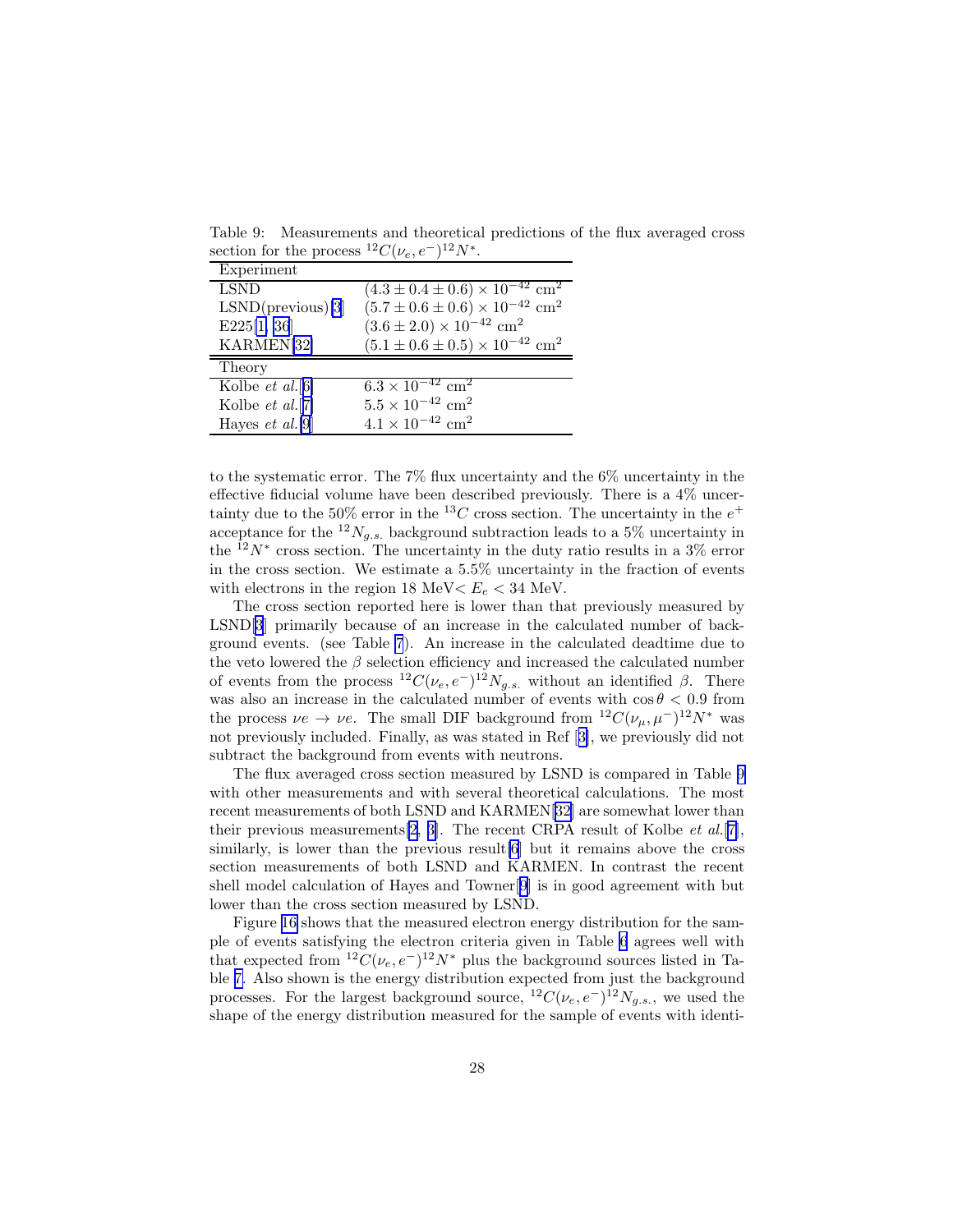Table 9: Measurements and theoretical predictions of the flux averaged cross section for the process $^{12}C(\nu_e, e^-)^{12}N^*$.

| Experiment | |
|---|---|
| LSND | $(4.3 \pm 0.4 \pm 0.6) \times 10^{-42}$ cm$^2$ |
| LSND(previous)[3] | $(5.7 \pm 0.6 \pm 0.6) \times 10^{-42}$ cm$^2$ |
| E225[1, 36] | $(3.6 \pm 2.0) \times 10^{-42}$ cm$^2$ |
| KARMEN[32] | $(5.1 \pm 0.6 \pm 0.5) \times 10^{-42}$ cm$^2$ |
| **Theory** | |
| Kolbe *et al.*[6] | $6.3 \times 10^{-42}$ cm$^2$ |
| Kolbe *et al.*[7] | $5.5 \times 10^{-42}$ cm$^2$ |
| Hayes *et al.*[9] | $4.1 \times 10^{-42}$ cm$^2$ |

to the systematic error. The 7% flux uncertainty and the 6% uncertainty in the effective fiducial volume have been described previously. There is a 4% uncertainty due to the 50% error in the $^{13}C$ cross section. The uncertainty in the $e^+$ acceptance for the $^{12}N_{g.s.}$ background subtraction leads to a 5% uncertainty in the $^{12}N^*$ cross section. The uncertainty in the duty ratio results in a 3% error in the cross section. We estimate a 5.5% uncertainty in the fraction of events with electrons in the region 18 MeV$< E_e <$ 34 MeV.

The cross section reported here is lower than that previously measured by LSND[3] primarily because of an increase in the calculated number of background events. (see Table 7). An increase in the calculated deadtime due to the veto lowered the $\beta$ selection efficiency and increased the calculated number of events from the process $^{12}C(\nu_e, e^-)^{12}N_{g.s.}$ without an identified $\beta$. There was also an increase in the calculated number of events with $\cos\theta < 0.9$ from the process $\nu e \to \nu e$. The small DIF background from $^{12}C(\nu_\mu, \mu^-)^{12}N^*$ was not previously included. Finally, as was stated in Ref [3], we previously did not subtract the background from events with neutrons.

The flux averaged cross section measured by LSND is compared in Table 9 with other measurements and with several theoretical calculations. The most recent measurements of both LSND and KARMEN[32] are somewhat lower than their previous measurements[2, 3]. The recent CRPA result of Kolbe *et al.*[7], similarly, is lower than the previous result[6] but it remains above the cross section measurements of both LSND and KARMEN. In contrast the recent shell model calculation of Hayes and Towner[9] is in good agreement with but lower than the cross section measured by LSND.

Figure 16 shows that the measured electron energy distribution for the sample of events satisfying the electron criteria given in Table 6 agrees well with that expected from $^{12}C(\nu_e, e^-)^{12}N^*$ plus the background sources listed in Table 7. Also shown is the energy distribution expected from just the background processes. For the largest background source, $^{12}C(\nu_e, e^-)^{12}N_{g.s.}$, we used the shape of the energy distribution measured for the sample of events with identi-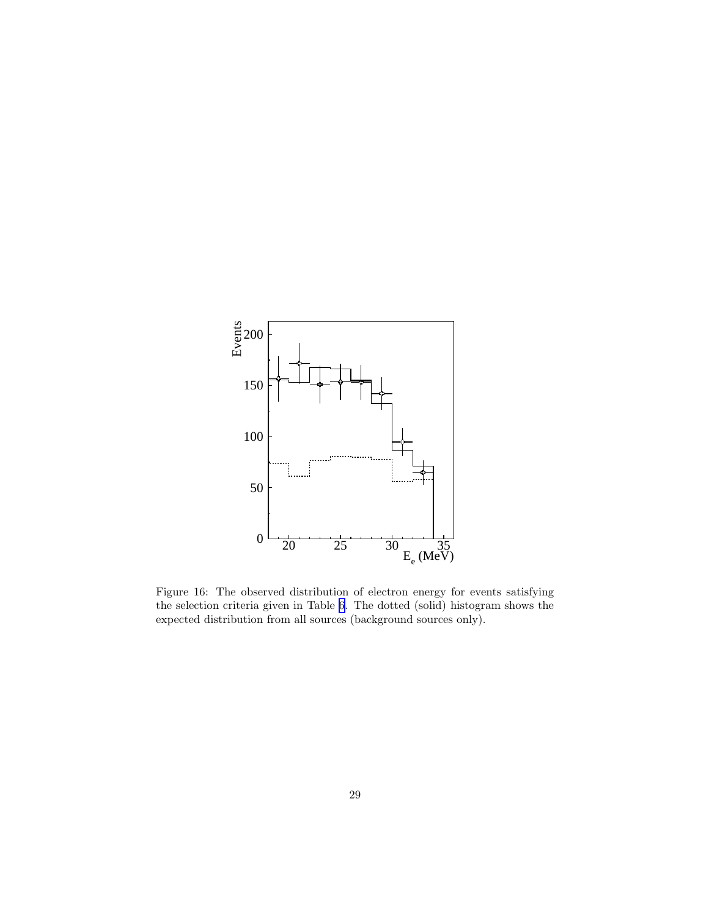Figure 16: The observed distribution of electron energy for events satisfying the selection criteria given in Table 6. The dotted (solid) histogram shows the expected distribution from all sources (background sources only).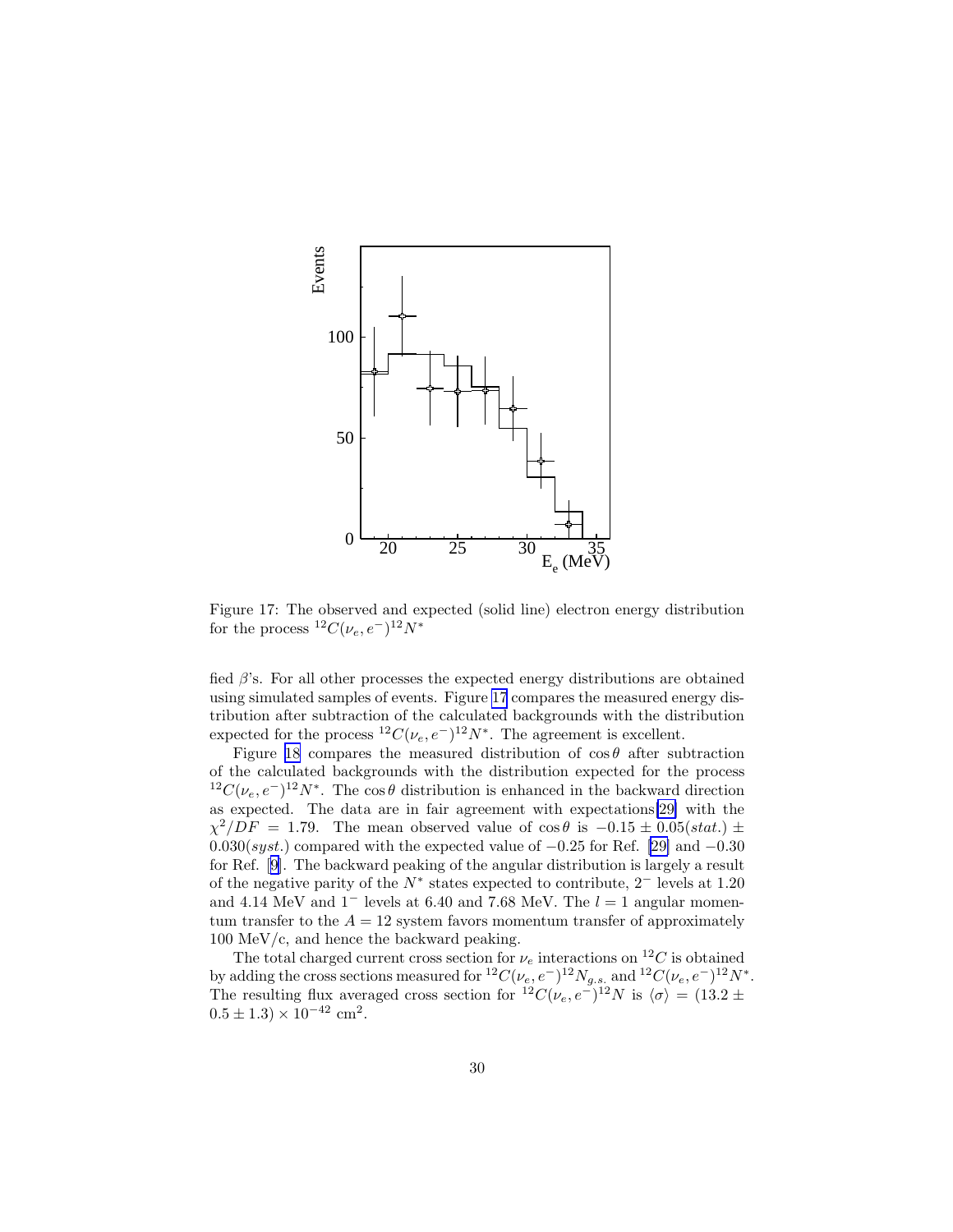Figure 17: The observed and expected (solid line) electron energy distribution for the process $^{12}C(\nu_e, e^-)^{12}N^*$

fied $\beta$'s. For all other processes the expected energy distributions are obtained using simulated samples of events. Figure 17 compares the measured energy distribution after subtraction of the calculated backgrounds with the distribution expected for the process $^{12}C(\nu_e, e^-)^{12}N^*$. The agreement is excellent.

Figure 18 compares the measured distribution of $\cos\theta$ after subtraction of the calculated backgrounds with the distribution expected for the process $^{12}C(\nu_e, e^-)^{12}N^*$. The $\cos\theta$ distribution is enhanced in the backward direction as expected. The data are in fair agreement with expectations[29] with the $\chi^2/DF = 1.79$. The mean observed value of $\cos\theta$ is $-0.15 \pm 0.05(stat.) \pm 0.030(syst.)$ compared with the expected value of $-0.25$ for Ref. [29] and $-0.30$ for Ref. [9]. The backward peaking of the angular distribution is largely a result of the negative parity of the $N^*$ states expected to contribute, $2^-$ levels at 1.20 and 4.14 MeV and $1^-$ levels at 6.40 and 7.68 MeV. The $l = 1$ angular momentum transfer to the $A = 12$ system favors momentum transfer of approximately 100 MeV/c, and hence the backward peaking.

The total charged current cross section for $\nu_e$ interactions on $^{12}C$ is obtained by adding the cross sections measured for $^{12}C(\nu_e, e^-)^{12}N_{g.s.}$ and $^{12}C(\nu_e, e^-)^{12}N^*$. The resulting flux averaged cross section for $^{12}C(\nu_e, e^-)^{12}N$ is $\langle\sigma\rangle = (13.2 \pm 0.5 \pm 1.3) \times 10^{-42}$ cm$^2$.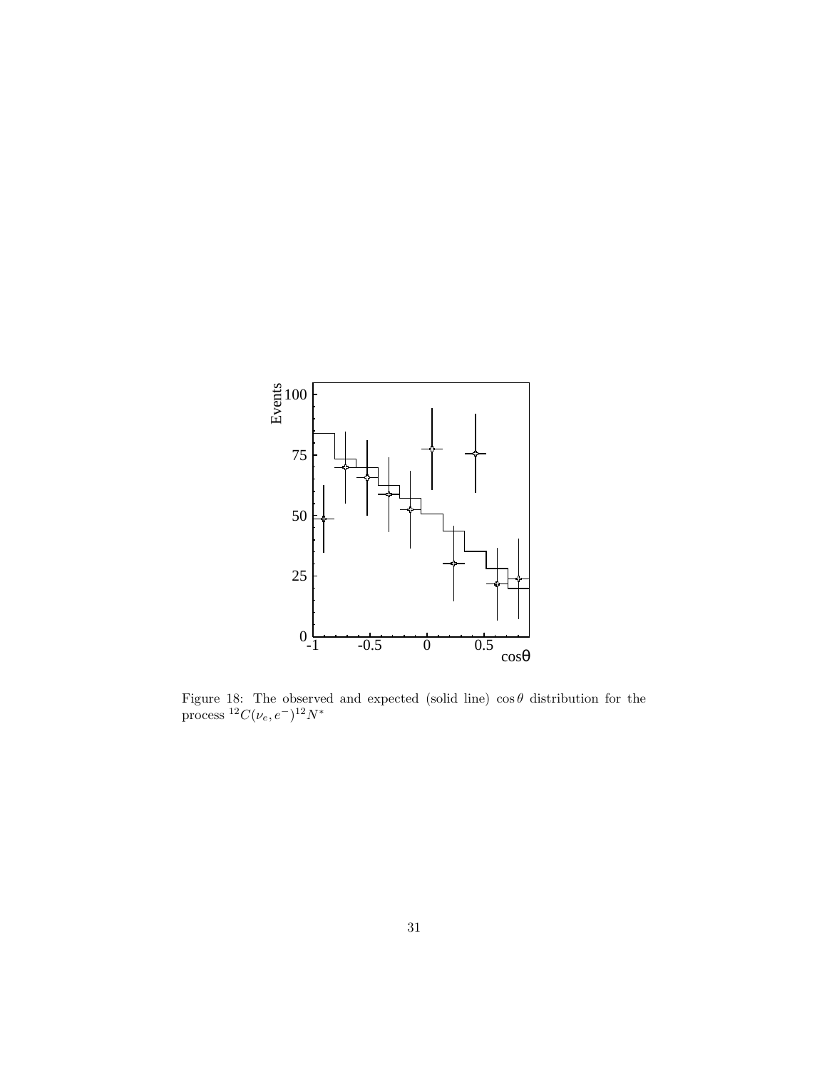Figure 18: The observed and expected (solid line) $\cos\theta$ distribution for the process $^{12}C(\nu_e, e^-)^{12}N^*$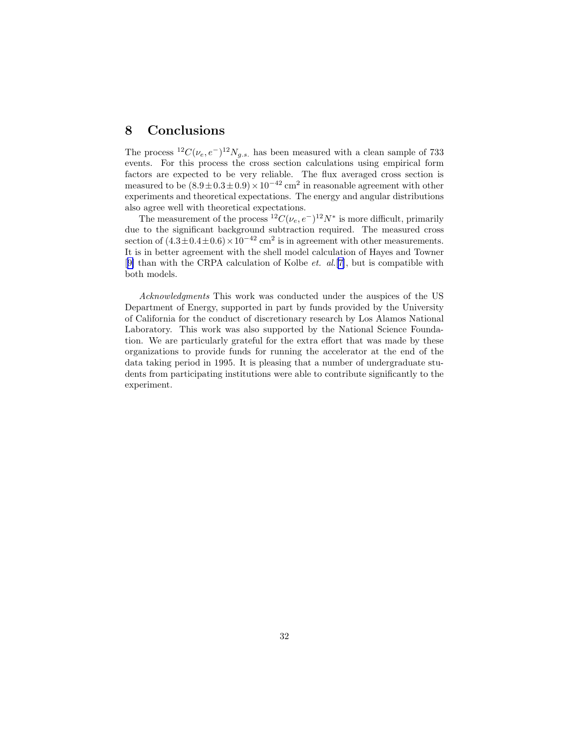## 8 Conclusions

The process $^{12}C(\nu_e, e^-)^{12}N_{g.s.}$ has been measured with a clean sample of 733 events. For this process the cross section calculations using empirical form factors are expected to be very reliable. The flux averaged cross section is measured to be $(8.9 \pm 0.3 \pm 0.9) \times 10^{-42}$ cm$^2$ in reasonable agreement with other experiments and theoretical expectations. The energy and angular distributions also agree well with theoretical expectations.

The measurement of the process $^{12}C(\nu_e, e^-)^{12}N^*$ is more difficult, primarily due to the significant background subtraction required. The measured cross section of $(4.3 \pm 0.4 \pm 0.6) \times 10^{-42}$ cm$^2$ is in agreement with other measurements. It is in better agreement with the shell model calculation of Hayes and Towner [9] than with the CRPA calculation of Kolbe *et. al.*[7], but is compatible with both models.

*Acknowledgments* This work was conducted under the auspices of the US Department of Energy, supported in part by funds provided by the University of California for the conduct of discretionary research by Los Alamos National Laboratory. This work was also supported by the National Science Foundation. We are particularly grateful for the extra effort that was made by these organizations to provide funds for running the accelerator at the end of the data taking period in 1995. It is pleasing that a number of undergraduate students from participating institutions were able to contribute significantly to the experiment.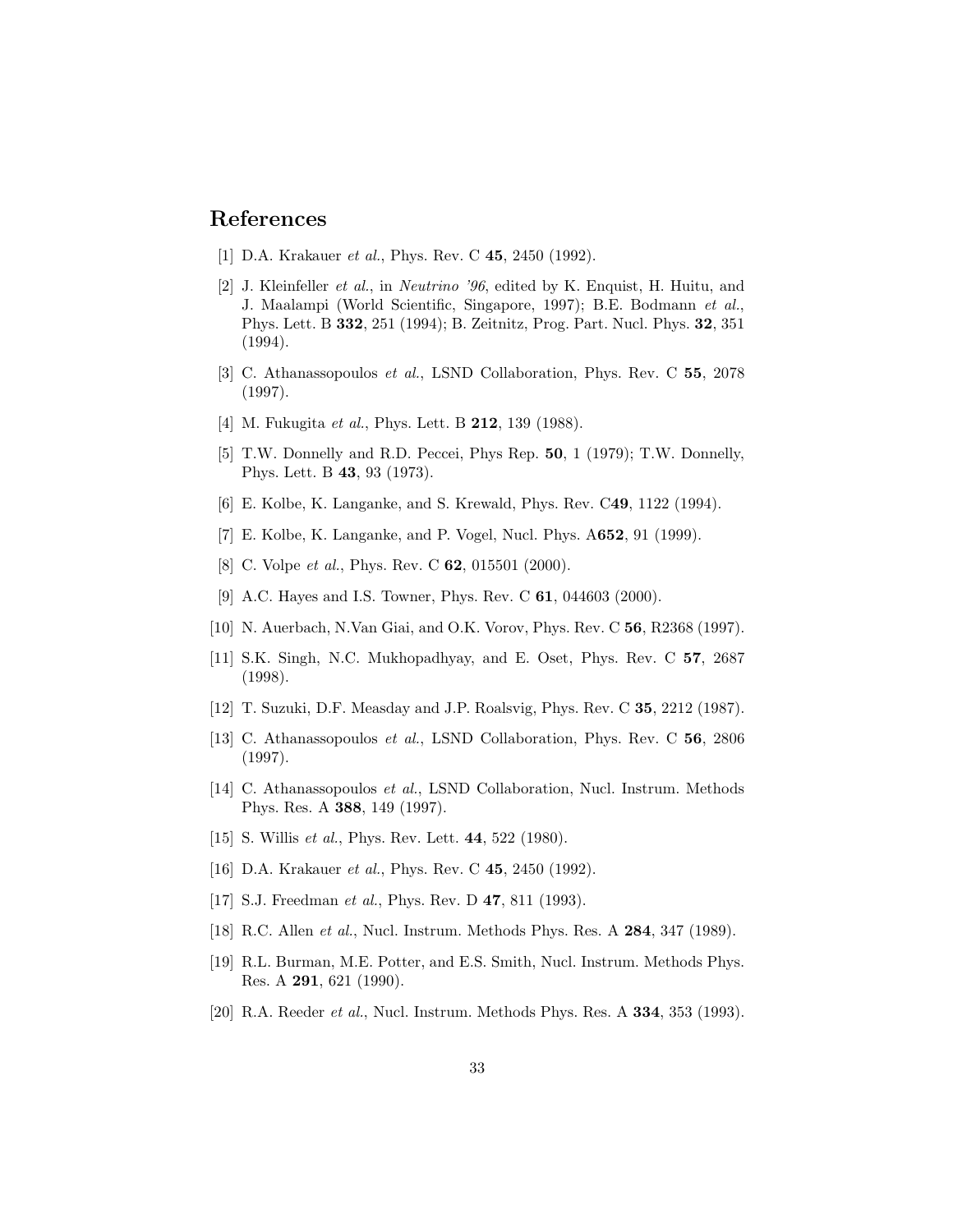## References

[1] D.A. Krakauer *et al.*, Phys. Rev. C **45**, 2450 (1992).

[2] J. Kleinfeller *et al.*, in *Neutrino '96*, edited by K. Enquist, H. Huitu, and J. Maalampi (World Scientific, Singapore, 1997); B.E. Bodmann *et al.*, Phys. Lett. B **332**, 251 (1994); B. Zeitnitz, Prog. Part. Nucl. Phys. **32**, 351 (1994).

[3] C. Athanassopoulos *et al.*, LSND Collaboration, Phys. Rev. C **55**, 2078 (1997).

[4] M. Fukugita *et al.*, Phys. Lett. B **212**, 139 (1988).

[5] T.W. Donnelly and R.D. Peccei, Phys Rep. **50**, 1 (1979); T.W. Donnelly, Phys. Lett. B **43**, 93 (1973).

[6] E. Kolbe, K. Langanke, and S. Krewald, Phys. Rev. C**49**, 1122 (1994).

[7] E. Kolbe, K. Langanke, and P. Vogel, Nucl. Phys. A**652**, 91 (1999).

[8] C. Volpe *et al.*, Phys. Rev. C **62**, 015501 (2000).

[9] A.C. Hayes and I.S. Towner, Phys. Rev. C **61**, 044603 (2000).

[10] N. Auerbach, N.Van Giai, and O.K. Vorov, Phys. Rev. C **56**, R2368 (1997).

[11] S.K. Singh, N.C. Mukhopadhyay, and E. Oset, Phys. Rev. C **57**, 2687 (1998).

[12] T. Suzuki, D.F. Measday and J.P. Roalsvig, Phys. Rev. C **35**, 2212 (1987).

[13] C. Athanassopoulos *et al.*, LSND Collaboration, Phys. Rev. C **56**, 2806 (1997).

[14] C. Athanassopoulos *et al.*, LSND Collaboration, Nucl. Instrum. Methods Phys. Res. A **388**, 149 (1997).

[15] S. Willis *et al.*, Phys. Rev. Lett. **44**, 522 (1980).

[16] D.A. Krakauer *et al.*, Phys. Rev. C **45**, 2450 (1992).

[17] S.J. Freedman *et al.*, Phys. Rev. D **47**, 811 (1993).

[18] R.C. Allen *et al.*, Nucl. Instrum. Methods Phys. Res. A **284**, 347 (1989).

[19] R.L. Burman, M.E. Potter, and E.S. Smith, Nucl. Instrum. Methods Phys. Res. A **291**, 621 (1990).

[20] R.A. Reeder *et al.*, Nucl. Instrum. Methods Phys. Res. A **334**, 353 (1993).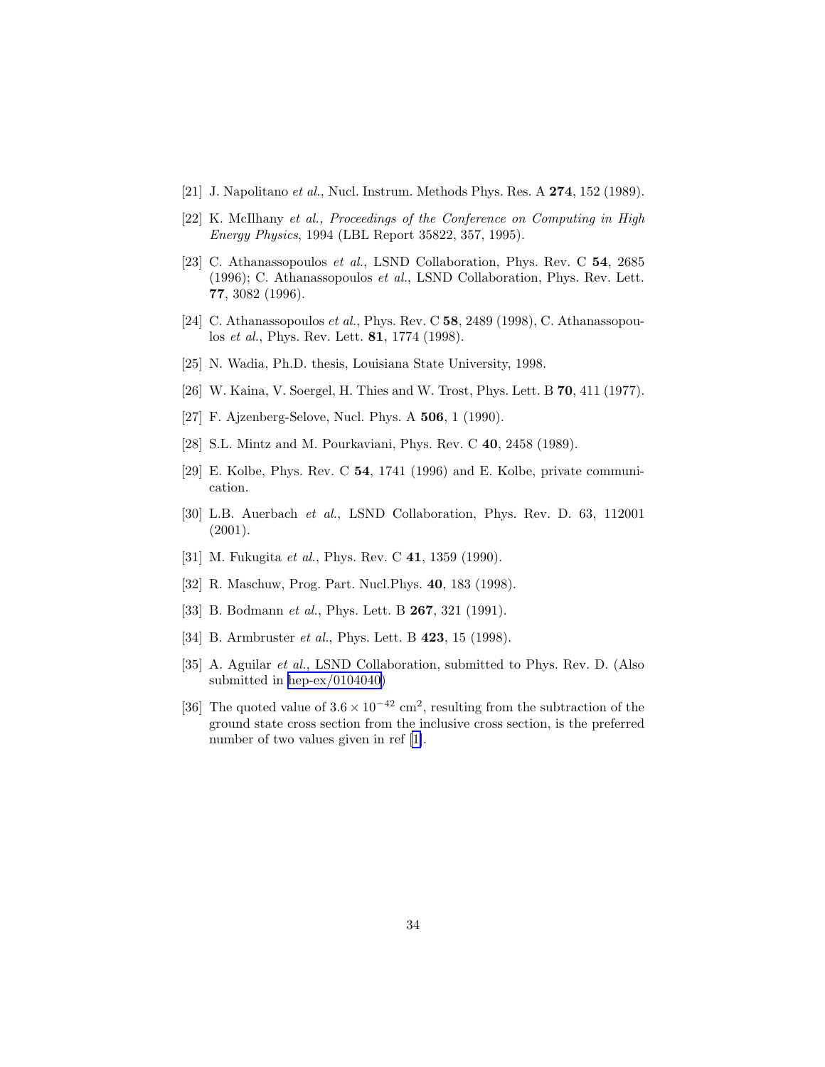[21] J. Napolitano *et al.*, Nucl. Instrum. Methods Phys. Res. A **274**, 152 (1989).

[22] K. McIlhany *et al., Proceedings of the Conference on Computing in High Energy Physics*, 1994 (LBL Report 35822, 357, 1995).

[23] C. Athanassopoulos *et al.*, LSND Collaboration, Phys. Rev. C **54**, 2685 (1996); C. Athanassopoulos *et al.*, LSND Collaboration, Phys. Rev. Lett. **77**, 3082 (1996).

[24] C. Athanassopoulos *et al.*, Phys. Rev. C **58**, 2489 (1998), C. Athanassopoulos *et al.*, Phys. Rev. Lett. **81**, 1774 (1998).

[25] N. Wadia, Ph.D. thesis, Louisiana State University, 1998.

[26] W. Kaina, V. Soergel, H. Thies and W. Trost, Phys. Lett. B **70**, 411 (1977).

[27] F. Ajzenberg-Selove, Nucl. Phys. A **506**, 1 (1990).

[28] S.L. Mintz and M. Pourkaviani, Phys. Rev. C **40**, 2458 (1989).

[29] E. Kolbe, Phys. Rev. C **54**, 1741 (1996) and E. Kolbe, private communication.

[30] L.B. Auerbach *et al.*, LSND Collaboration, Phys. Rev. D. 63, 112001 (2001).

[31] M. Fukugita *et al.*, Phys. Rev. C **41**, 1359 (1990).

[32] R. Maschuw, Prog. Part. Nucl.Phys. **40**, 183 (1998).

[33] B. Bodmann *et al.*, Phys. Lett. B **267**, 321 (1991).

[34] B. Armbruster *et al.*, Phys. Lett. B **423**, 15 (1998).

[35] A. Aguilar *et al.*, LSND Collaboration, submitted to Phys. Rev. D. (Also submitted in hep-ex/0104040)

[36] The quoted value of $3.6 \times 10^{-42}$ cm$^2$, resulting from the subtraction of the ground state cross section from the inclusive cross section, is the preferred number of two values given in ref [1].